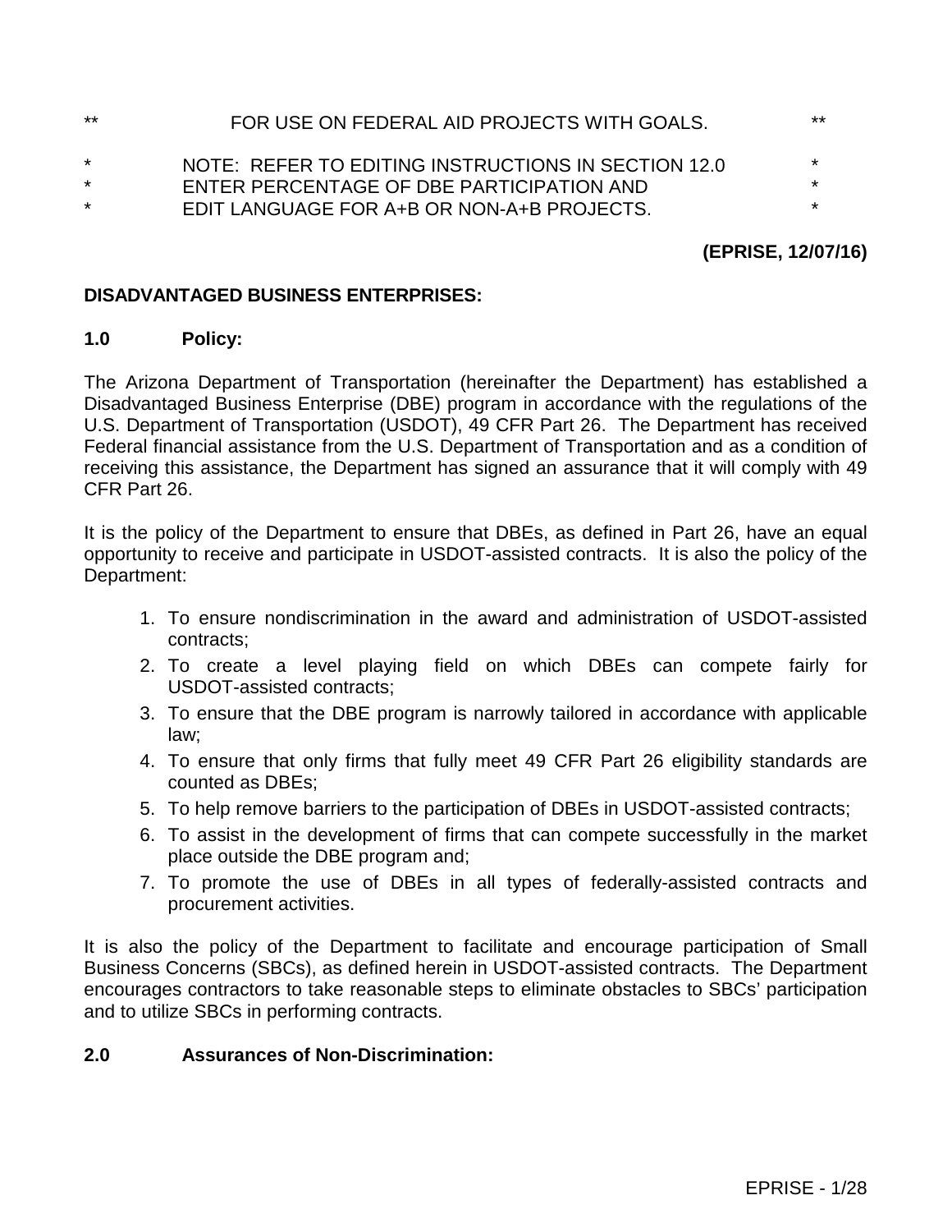** FOR USE ON FEDERAL AID PROJECTS WITH GOALS. **

* NOTE: REFER TO EDITING INSTRUCTIONS IN SECTION 12.0 *
* ENTER PERCENTAGE OF DBE PARTICIPATION AND *
* EDIT LANGUAGE FOR A+B OR NON-A+B PROJECTS. *

**(EPRISE, 12/07/16)**

**DISADVANTAGED BUSINESS ENTERPRISES:**

**1.0 Policy:**

The Arizona Department of Transportation (hereinafter the Department) has established a Disadvantaged Business Enterprise (DBE) program in accordance with the regulations of the U.S. Department of Transportation (USDOT), 49 CFR Part 26. The Department has received Federal financial assistance from the U.S. Department of Transportation and as a condition of receiving this assistance, the Department has signed an assurance that it will comply with 49 CFR Part 26.

It is the policy of the Department to ensure that DBEs, as defined in Part 26, have an equal opportunity to receive and participate in USDOT-assisted contracts. It is also the policy of the Department:

1. To ensure nondiscrimination in the award and administration of USDOT-assisted contracts;
2. To create a level playing field on which DBEs can compete fairly for USDOT-assisted contracts;
3. To ensure that the DBE program is narrowly tailored in accordance with applicable law;
4. To ensure that only firms that fully meet 49 CFR Part 26 eligibility standards are counted as DBEs;
5. To help remove barriers to the participation of DBEs in USDOT-assisted contracts;
6. To assist in the development of firms that can compete successfully in the market place outside the DBE program and;
7. To promote the use of DBEs in all types of federally-assisted contracts and procurement activities.

It is also the policy of the Department to facilitate and encourage participation of Small Business Concerns (SBCs), as defined herein in USDOT-assisted contracts. The Department encourages contractors to take reasonable steps to eliminate obstacles to SBCs' participation and to utilize SBCs in performing contracts.

**2.0 Assurances of Non-Discrimination:**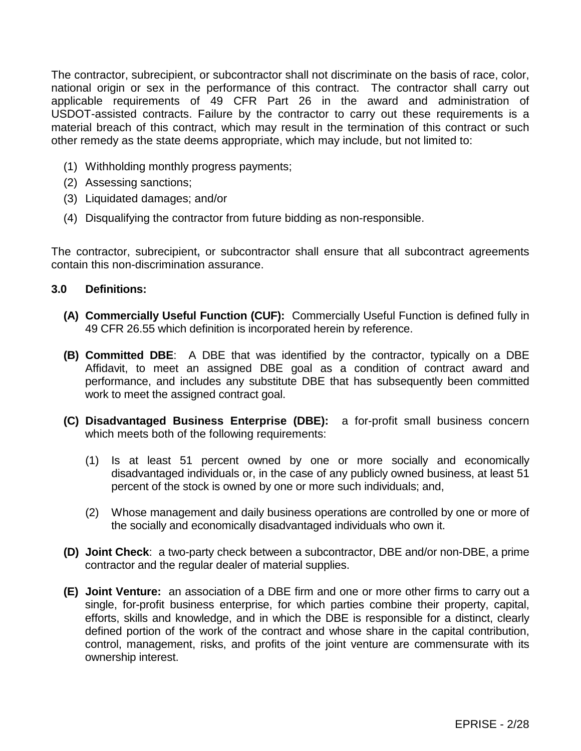The contractor, subrecipient, or subcontractor shall not discriminate on the basis of race, color, national origin or sex in the performance of this contract. The contractor shall carry out applicable requirements of 49 CFR Part 26 in the award and administration of USDOT-assisted contracts. Failure by the contractor to carry out these requirements is a material breach of this contract, which may result in the termination of this contract or such other remedy as the state deems appropriate, which may include, but not limited to:

(1) Withholding monthly progress payments;
(2) Assessing sanctions;
(3) Liquidated damages; and/or
(4) Disqualifying the contractor from future bidding as non-responsible.

The contractor, subrecipient, or subcontractor shall ensure that all subcontract agreements contain this non-discrimination assurance.

### 3.0 Definitions:

**(A) Commercially Useful Function (CUF):** Commercially Useful Function is defined fully in 49 CFR 26.55 which definition is incorporated herein by reference.

**(B) Committed DBE**: A DBE that was identified by the contractor, typically on a DBE Affidavit, to meet an assigned DBE goal as a condition of contract award and performance, and includes any substitute DBE that has subsequently been committed work to meet the assigned contract goal.

**(C) Disadvantaged Business Enterprise (DBE):** a for-profit small business concern which meets both of the following requirements:

(1) Is at least 51 percent owned by one or more socially and economically disadvantaged individuals or, in the case of any publicly owned business, at least 51 percent of the stock is owned by one or more such individuals; and,

(2) Whose management and daily business operations are controlled by one or more of the socially and economically disadvantaged individuals who own it.

**(D) Joint Check**: a two-party check between a subcontractor, DBE and/or non-DBE, a prime contractor and the regular dealer of material supplies.

**(E) Joint Venture:** an association of a DBE firm and one or more other firms to carry out a single, for-profit business enterprise, for which parties combine their property, capital, efforts, skills and knowledge, and in which the DBE is responsible for a distinct, clearly defined portion of the work of the contract and whose share in the capital contribution, control, management, risks, and profits of the joint venture are commensurate with its ownership interest.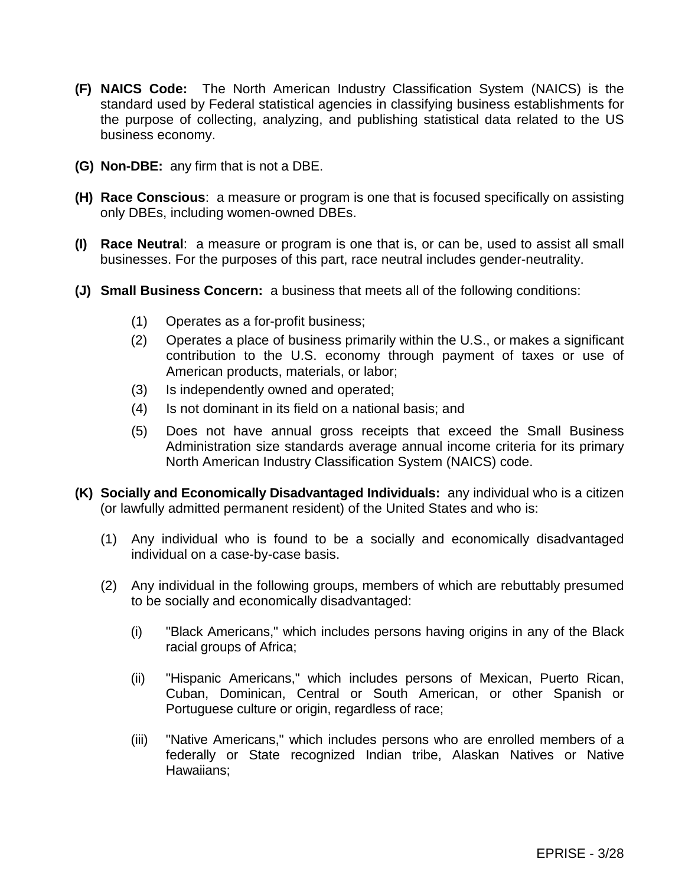**(F) NAICS Code:** The North American Industry Classification System (NAICS) is the standard used by Federal statistical agencies in classifying business establishments for the purpose of collecting, analyzing, and publishing statistical data related to the US business economy.

**(G) Non-DBE:** any firm that is not a DBE.

**(H) Race Conscious**: a measure or program is one that is focused specifically on assisting only DBEs, including women-owned DBEs.

**(I) Race Neutral**: a measure or program is one that is, or can be, used to assist all small businesses. For the purposes of this part, race neutral includes gender-neutrality.

**(J) Small Business Concern:** a business that meets all of the following conditions:

(1) Operates as a for-profit business;

(2) Operates a place of business primarily within the U.S., or makes a significant contribution to the U.S. economy through payment of taxes or use of American products, materials, or labor;

(3) Is independently owned and operated;

(4) Is not dominant in its field on a national basis; and

(5) Does not have annual gross receipts that exceed the Small Business Administration size standards average annual income criteria for its primary North American Industry Classification System (NAICS) code.

**(K) Socially and Economically Disadvantaged Individuals:** any individual who is a citizen (or lawfully admitted permanent resident) of the United States and who is:

(1) Any individual who is found to be a socially and economically disadvantaged individual on a case-by-case basis.

(2) Any individual in the following groups, members of which are rebuttably presumed to be socially and economically disadvantaged:

(i) "Black Americans," which includes persons having origins in any of the Black racial groups of Africa;

(ii) "Hispanic Americans," which includes persons of Mexican, Puerto Rican, Cuban, Dominican, Central or South American, or other Spanish or Portuguese culture or origin, regardless of race;

(iii) "Native Americans," which includes persons who are enrolled members of a federally or State recognized Indian tribe, Alaskan Natives or Native Hawaiians;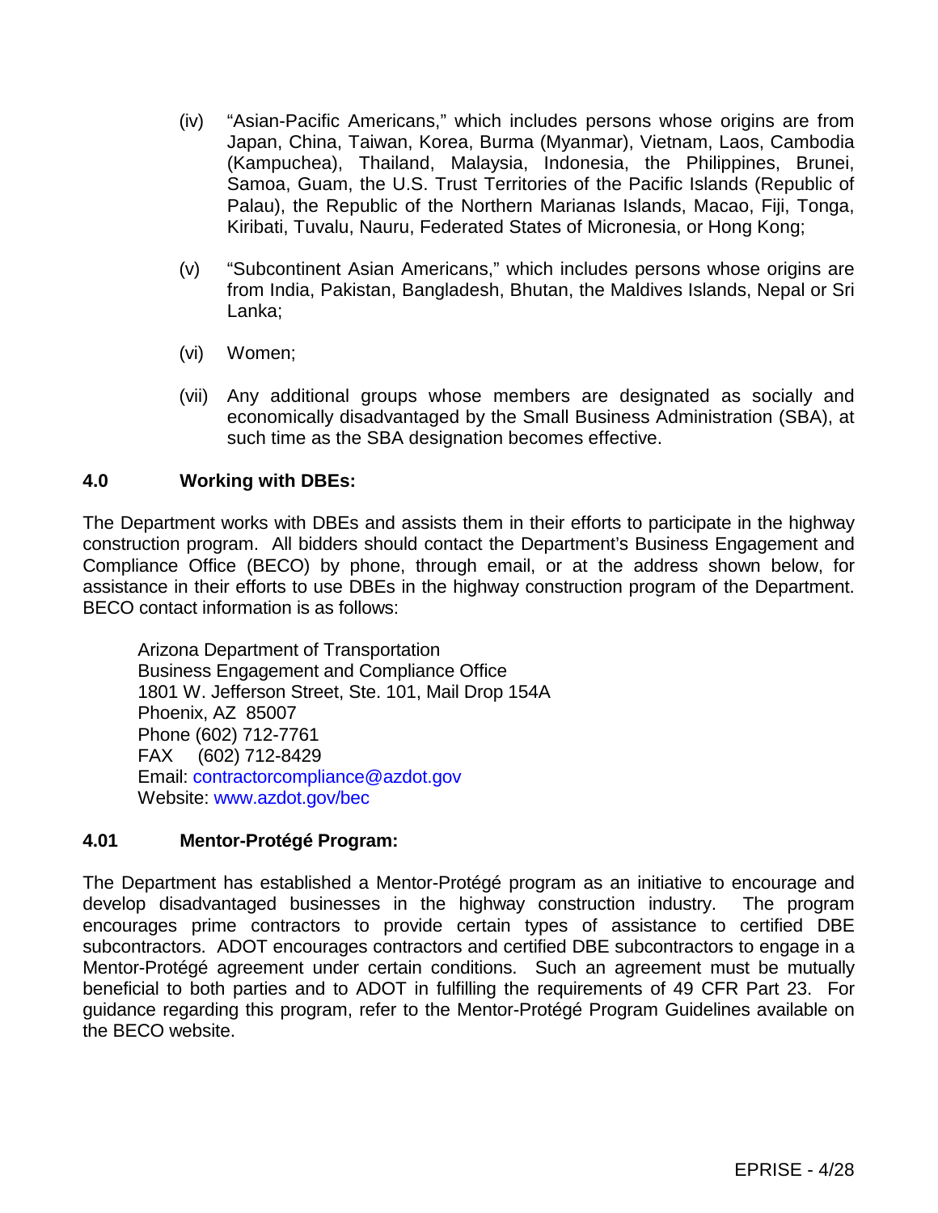(iv) "Asian-Pacific Americans," which includes persons whose origins are from Japan, China, Taiwan, Korea, Burma (Myanmar), Vietnam, Laos, Cambodia (Kampuchea), Thailand, Malaysia, Indonesia, the Philippines, Brunei, Samoa, Guam, the U.S. Trust Territories of the Pacific Islands (Republic of Palau), the Republic of the Northern Marianas Islands, Macao, Fiji, Tonga, Kiribati, Tuvalu, Nauru, Federated States of Micronesia, or Hong Kong;

(v) "Subcontinent Asian Americans," which includes persons whose origins are from India, Pakistan, Bangladesh, Bhutan, the Maldives Islands, Nepal or Sri Lanka;

(vi) Women;

(vii) Any additional groups whose members are designated as socially and economically disadvantaged by the Small Business Administration (SBA), at such time as the SBA designation becomes effective.

## 4.0 Working with DBEs:

The Department works with DBEs and assists them in their efforts to participate in the highway construction program. All bidders should contact the Department's Business Engagement and Compliance Office (BECO) by phone, through email, or at the address shown below, for assistance in their efforts to use DBEs in the highway construction program of the Department. BECO contact information is as follows:

Arizona Department of Transportation
Business Engagement and Compliance Office
1801 W. Jefferson Street, Ste. 101, Mail Drop 154A
Phoenix, AZ 85007
Phone (602) 712-7761
FAX (602) 712-8429
Email: contractorcompliance@azdot.gov
Website: www.azdot.gov/bec

## 4.01 Mentor-Protégé Program:

The Department has established a Mentor-Protégé program as an initiative to encourage and develop disadvantaged businesses in the highway construction industry. The program encourages prime contractors to provide certain types of assistance to certified DBE subcontractors. ADOT encourages contractors and certified DBE subcontractors to engage in a Mentor-Protégé agreement under certain conditions. Such an agreement must be mutually beneficial to both parties and to ADOT in fulfilling the requirements of 49 CFR Part 23. For guidance regarding this program, refer to the Mentor-Protégé Program Guidelines available on the BECO website.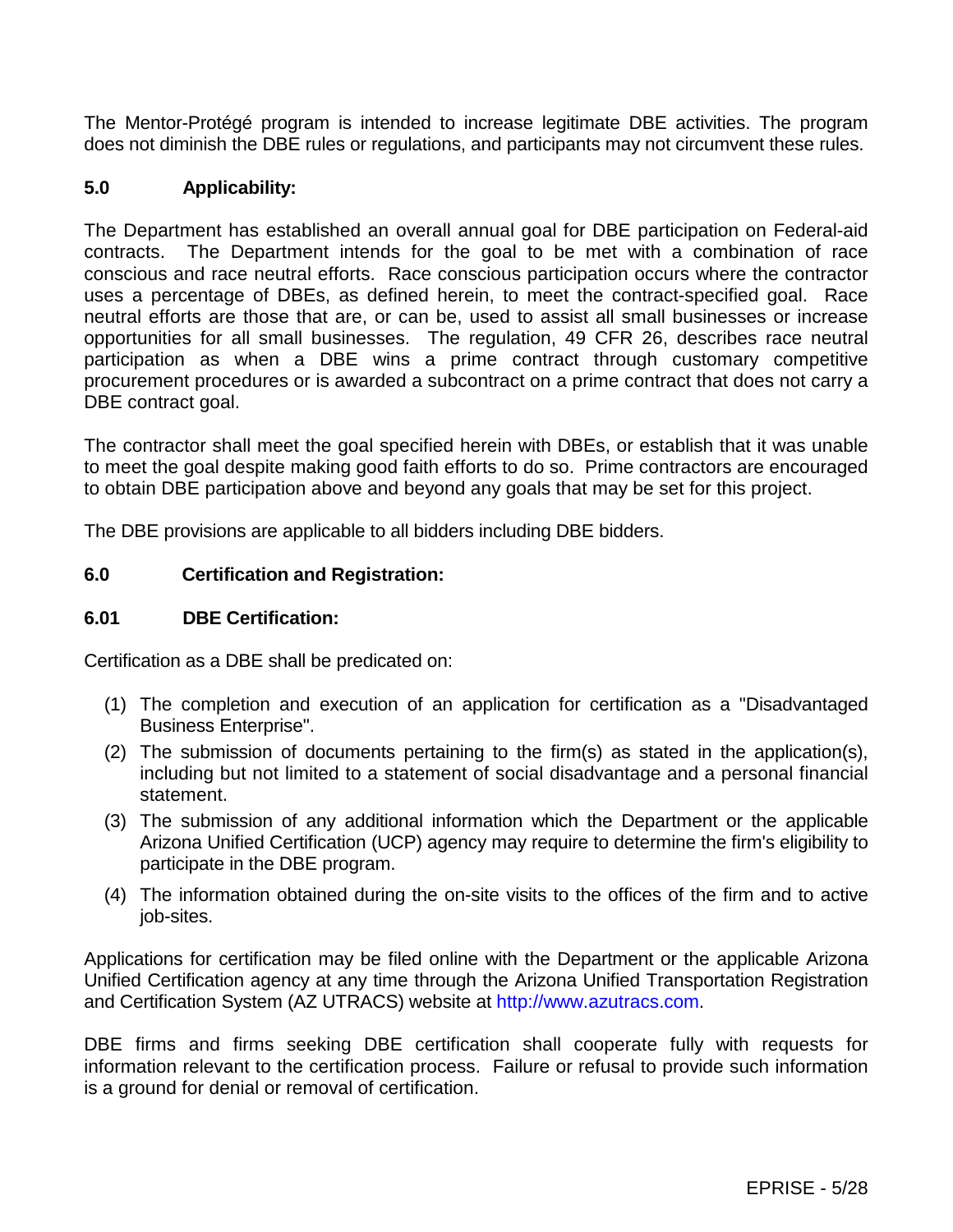The Mentor-Protégé program is intended to increase legitimate DBE activities. The program does not diminish the DBE rules or regulations, and participants may not circumvent these rules.

## 5.0 Applicability:

The Department has established an overall annual goal for DBE participation on Federal-aid contracts. The Department intends for the goal to be met with a combination of race conscious and race neutral efforts. Race conscious participation occurs where the contractor uses a percentage of DBEs, as defined herein, to meet the contract-specified goal. Race neutral efforts are those that are, or can be, used to assist all small businesses or increase opportunities for all small businesses. The regulation, 49 CFR 26, describes race neutral participation as when a DBE wins a prime contract through customary competitive procurement procedures or is awarded a subcontract on a prime contract that does not carry a DBE contract goal.

The contractor shall meet the goal specified herein with DBEs, or establish that it was unable to meet the goal despite making good faith efforts to do so. Prime contractors are encouraged to obtain DBE participation above and beyond any goals that may be set for this project.

The DBE provisions are applicable to all bidders including DBE bidders.

## 6.0 Certification and Registration:

### 6.01 DBE Certification:

Certification as a DBE shall be predicated on:

1. The completion and execution of an application for certification as a "Disadvantaged Business Enterprise".
2. The submission of documents pertaining to the firm(s) as stated in the application(s), including but not limited to a statement of social disadvantage and a personal financial statement.
3. The submission of any additional information which the Department or the applicable Arizona Unified Certification (UCP) agency may require to determine the firm's eligibility to participate in the DBE program.
4. The information obtained during the on-site visits to the offices of the firm and to active job-sites.

Applications for certification may be filed online with the Department or the applicable Arizona Unified Certification agency at any time through the Arizona Unified Transportation Registration and Certification System (AZ UTRACS) website at http://www.azutracs.com.

DBE firms and firms seeking DBE certification shall cooperate fully with requests for information relevant to the certification process. Failure or refusal to provide such information is a ground for denial or removal of certification.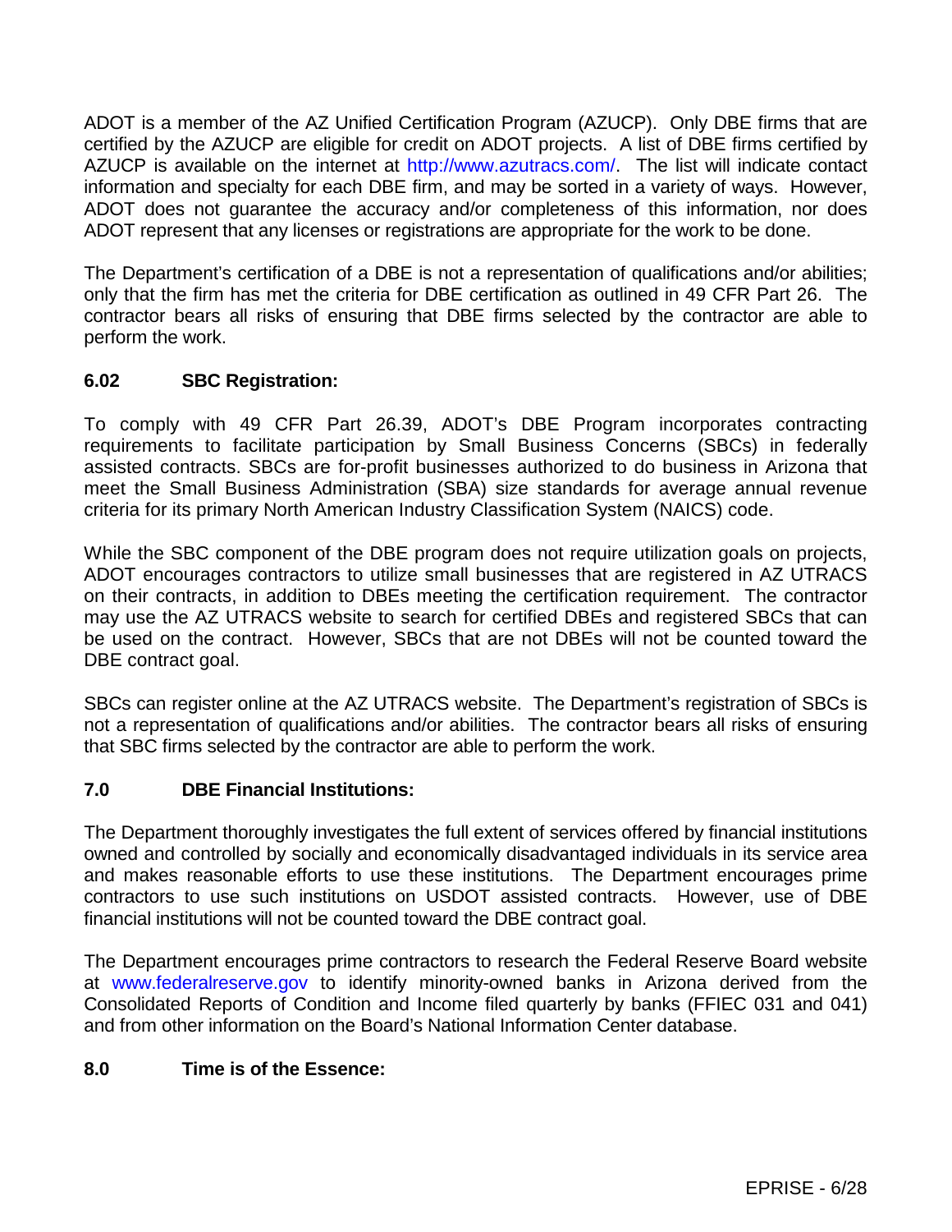ADOT is a member of the AZ Unified Certification Program (AZUCP). Only DBE firms that are certified by the AZUCP are eligible for credit on ADOT projects. A list of DBE firms certified by AZUCP is available on the internet at http://www.azutracs.com/. The list will indicate contact information and specialty for each DBE firm, and may be sorted in a variety of ways. However, ADOT does not guarantee the accuracy and/or completeness of this information, nor does ADOT represent that any licenses or registrations are appropriate for the work to be done.

The Department's certification of a DBE is not a representation of qualifications and/or abilities; only that the firm has met the criteria for DBE certification as outlined in 49 CFR Part 26. The contractor bears all risks of ensuring that DBE firms selected by the contractor are able to perform the work.

### 6.02 SBC Registration:

To comply with 49 CFR Part 26.39, ADOT's DBE Program incorporates contracting requirements to facilitate participation by Small Business Concerns (SBCs) in federally assisted contracts. SBCs are for-profit businesses authorized to do business in Arizona that meet the Small Business Administration (SBA) size standards for average annual revenue criteria for its primary North American Industry Classification System (NAICS) code.

While the SBC component of the DBE program does not require utilization goals on projects, ADOT encourages contractors to utilize small businesses that are registered in AZ UTRACS on their contracts, in addition to DBEs meeting the certification requirement. The contractor may use the AZ UTRACS website to search for certified DBEs and registered SBCs that can be used on the contract. However, SBCs that are not DBEs will not be counted toward the DBE contract goal.

SBCs can register online at the AZ UTRACS website. The Department's registration of SBCs is not a representation of qualifications and/or abilities. The contractor bears all risks of ensuring that SBC firms selected by the contractor are able to perform the work.

### 7.0 DBE Financial Institutions:

The Department thoroughly investigates the full extent of services offered by financial institutions owned and controlled by socially and economically disadvantaged individuals in its service area and makes reasonable efforts to use these institutions. The Department encourages prime contractors to use such institutions on USDOT assisted contracts. However, use of DBE financial institutions will not be counted toward the DBE contract goal.

The Department encourages prime contractors to research the Federal Reserve Board website at www.federalreserve.gov to identify minority-owned banks in Arizona derived from the Consolidated Reports of Condition and Income filed quarterly by banks (FFIEC 031 and 041) and from other information on the Board's National Information Center database.

### 8.0 Time is of the Essence: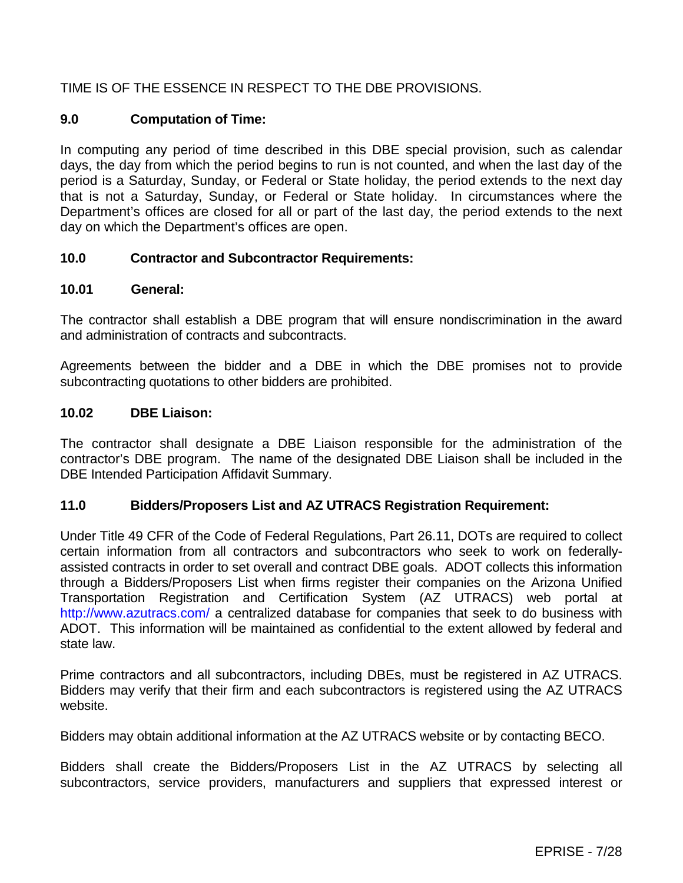TIME IS OF THE ESSENCE IN RESPECT TO THE DBE PROVISIONS.

**9.0 Computation of Time:**

In computing any period of time described in this DBE special provision, such as calendar days, the day from which the period begins to run is not counted, and when the last day of the period is a Saturday, Sunday, or Federal or State holiday, the period extends to the next day that is not a Saturday, Sunday, or Federal or State holiday. In circumstances where the Department's offices are closed for all or part of the last day, the period extends to the next day on which the Department's offices are open.

**10.0 Contractor and Subcontractor Requirements:**

**10.01 General:**

The contractor shall establish a DBE program that will ensure nondiscrimination in the award and administration of contracts and subcontracts.

Agreements between the bidder and a DBE in which the DBE promises not to provide subcontracting quotations to other bidders are prohibited.

**10.02 DBE Liaison:**

The contractor shall designate a DBE Liaison responsible for the administration of the contractor's DBE program. The name of the designated DBE Liaison shall be included in the DBE Intended Participation Affidavit Summary.

**11.0 Bidders/Proposers List and AZ UTRACS Registration Requirement:**

Under Title 49 CFR of the Code of Federal Regulations, Part 26.11, DOTs are required to collect certain information from all contractors and subcontractors who seek to work on federally-assisted contracts in order to set overall and contract DBE goals. ADOT collects this information through a Bidders/Proposers List when firms register their companies on the Arizona Unified Transportation Registration and Certification System (AZ UTRACS) web portal at http://www.azutracs.com/ a centralized database for companies that seek to do business with ADOT. This information will be maintained as confidential to the extent allowed by federal and state law.

Prime contractors and all subcontractors, including DBEs, must be registered in AZ UTRACS. Bidders may verify that their firm and each subcontractors is registered using the AZ UTRACS website.

Bidders may obtain additional information at the AZ UTRACS website or by contacting BECO.

Bidders shall create the Bidders/Proposers List in the AZ UTRACS by selecting all subcontractors, service providers, manufacturers and suppliers that expressed interest or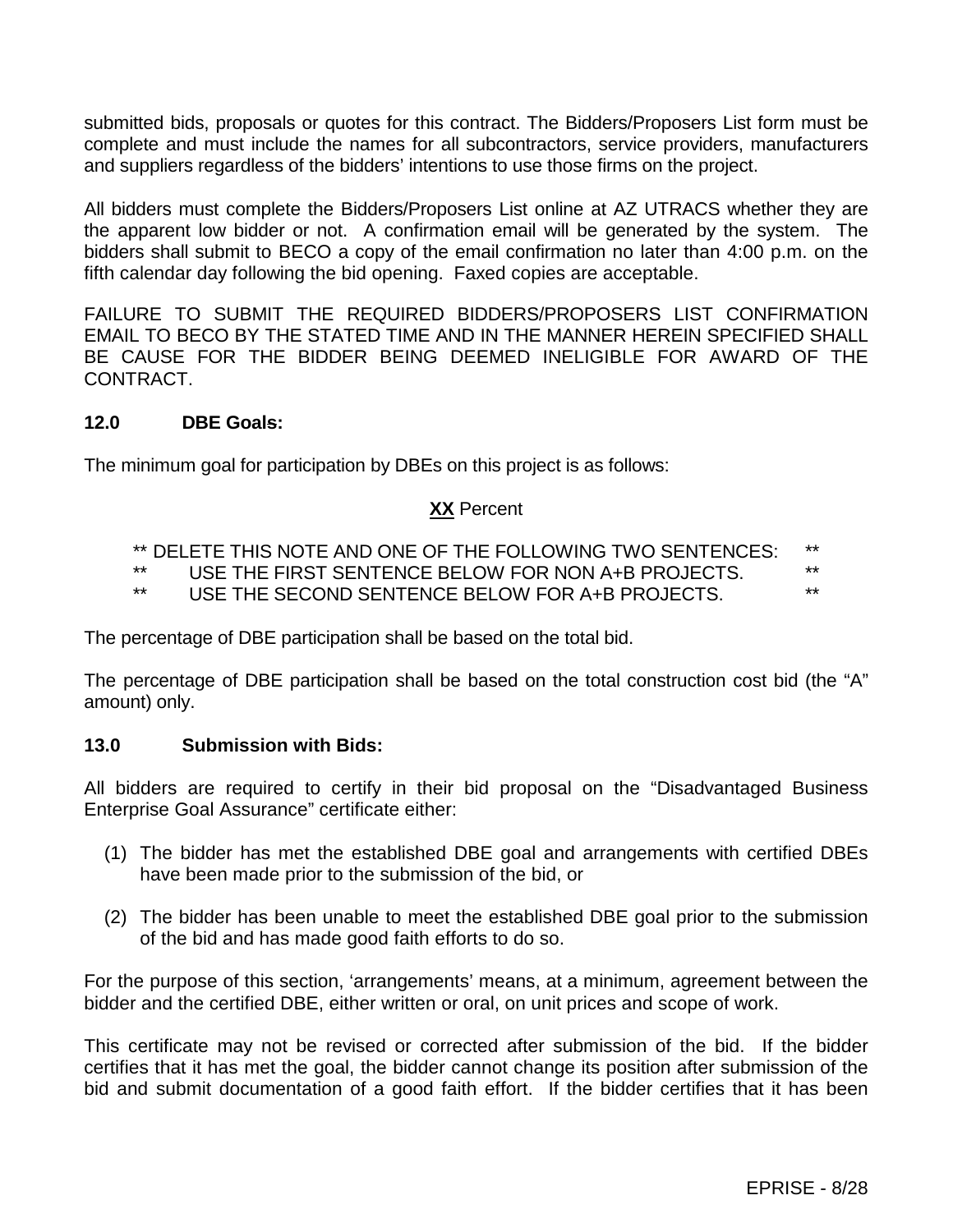submitted bids, proposals or quotes for this contract. The Bidders/Proposers List form must be complete and must include the names for all subcontractors, service providers, manufacturers and suppliers regardless of the bidders' intentions to use those firms on the project.

All bidders must complete the Bidders/Proposers List online at AZ UTRACS whether they are the apparent low bidder or not. A confirmation email will be generated by the system. The bidders shall submit to BECO a copy of the email confirmation no later than 4:00 p.m. on the fifth calendar day following the bid opening. Faxed copies are acceptable.

FAILURE TO SUBMIT THE REQUIRED BIDDERS/PROPOSERS LIST CONFIRMATION EMAIL TO BECO BY THE STATED TIME AND IN THE MANNER HEREIN SPECIFIED SHALL BE CAUSE FOR THE BIDDER BEING DEEMED INELIGIBLE FOR AWARD OF THE CONTRACT.

### 12.0 DBE Goals:

The minimum goal for participation by DBEs on this project is as follows:

**<u>XX</u>** Percent

** DELETE THIS NOTE AND ONE OF THE FOLLOWING TWO SENTENCES: **
** USE THE FIRST SENTENCE BELOW FOR NON A+B PROJECTS. **
** USE THE SECOND SENTENCE BELOW FOR A+B PROJECTS. **

The percentage of DBE participation shall be based on the total bid.

The percentage of DBE participation shall be based on the total construction cost bid (the "A" amount) only.

### 13.0 Submission with Bids:

All bidders are required to certify in their bid proposal on the "Disadvantaged Business Enterprise Goal Assurance" certificate either:

(1) The bidder has met the established DBE goal and arrangements with certified DBEs have been made prior to the submission of the bid, or

(2) The bidder has been unable to meet the established DBE goal prior to the submission of the bid and has made good faith efforts to do so.

For the purpose of this section, 'arrangements' means, at a minimum, agreement between the bidder and the certified DBE, either written or oral, on unit prices and scope of work.

This certificate may not be revised or corrected after submission of the bid. If the bidder certifies that it has met the goal, the bidder cannot change its position after submission of the bid and submit documentation of a good faith effort. If the bidder certifies that it has been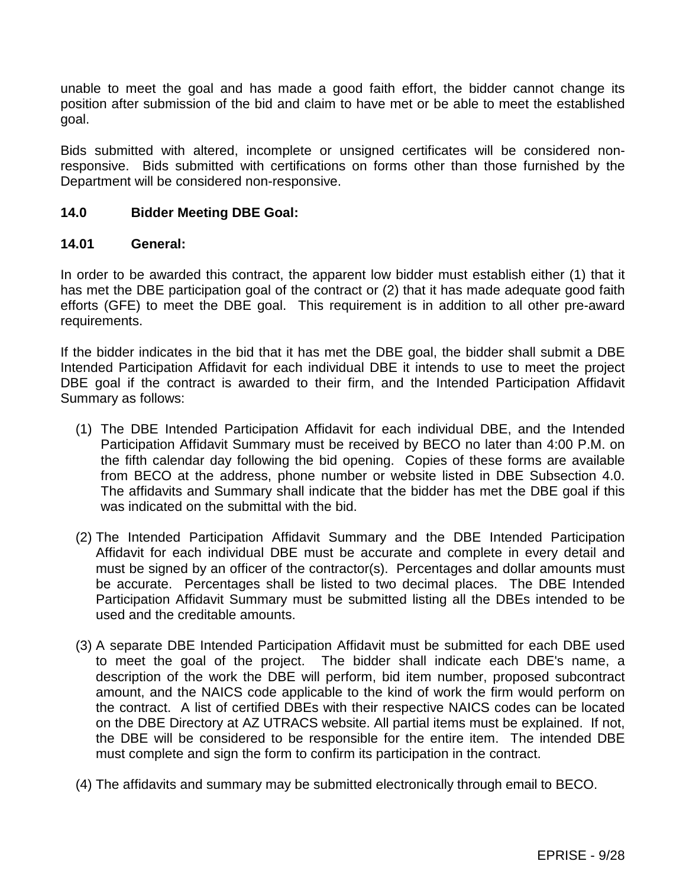unable to meet the goal and has made a good faith effort, the bidder cannot change its position after submission of the bid and claim to have met or be able to meet the established goal.

Bids submitted with altered, incomplete or unsigned certificates will be considered non-responsive. Bids submitted with certifications on forms other than those furnished by the Department will be considered non-responsive.

## 14.0 Bidder Meeting DBE Goal:

### 14.01 General:

In order to be awarded this contract, the apparent low bidder must establish either (1) that it has met the DBE participation goal of the contract or (2) that it has made adequate good faith efforts (GFE) to meet the DBE goal. This requirement is in addition to all other pre-award requirements.

If the bidder indicates in the bid that it has met the DBE goal, the bidder shall submit a DBE Intended Participation Affidavit for each individual DBE it intends to use to meet the project DBE goal if the contract is awarded to their firm, and the Intended Participation Affidavit Summary as follows:

(1) The DBE Intended Participation Affidavit for each individual DBE, and the Intended Participation Affidavit Summary must be received by BECO no later than 4:00 P.M. on the fifth calendar day following the bid opening. Copies of these forms are available from BECO at the address, phone number or website listed in DBE Subsection 4.0. The affidavits and Summary shall indicate that the bidder has met the DBE goal if this was indicated on the submittal with the bid.

(2) The Intended Participation Affidavit Summary and the DBE Intended Participation Affidavit for each individual DBE must be accurate and complete in every detail and must be signed by an officer of the contractor(s). Percentages and dollar amounts must be accurate. Percentages shall be listed to two decimal places. The DBE Intended Participation Affidavit Summary must be submitted listing all the DBEs intended to be used and the creditable amounts.

(3) A separate DBE Intended Participation Affidavit must be submitted for each DBE used to meet the goal of the project. The bidder shall indicate each DBE's name, a description of the work the DBE will perform, bid item number, proposed subcontract amount, and the NAICS code applicable to the kind of work the firm would perform on the contract. A list of certified DBEs with their respective NAICS codes can be located on the DBE Directory at AZ UTRACS website. All partial items must be explained. If not, the DBE will be considered to be responsible for the entire item. The intended DBE must complete and sign the form to confirm its participation in the contract.

(4) The affidavits and summary may be submitted electronically through email to BECO.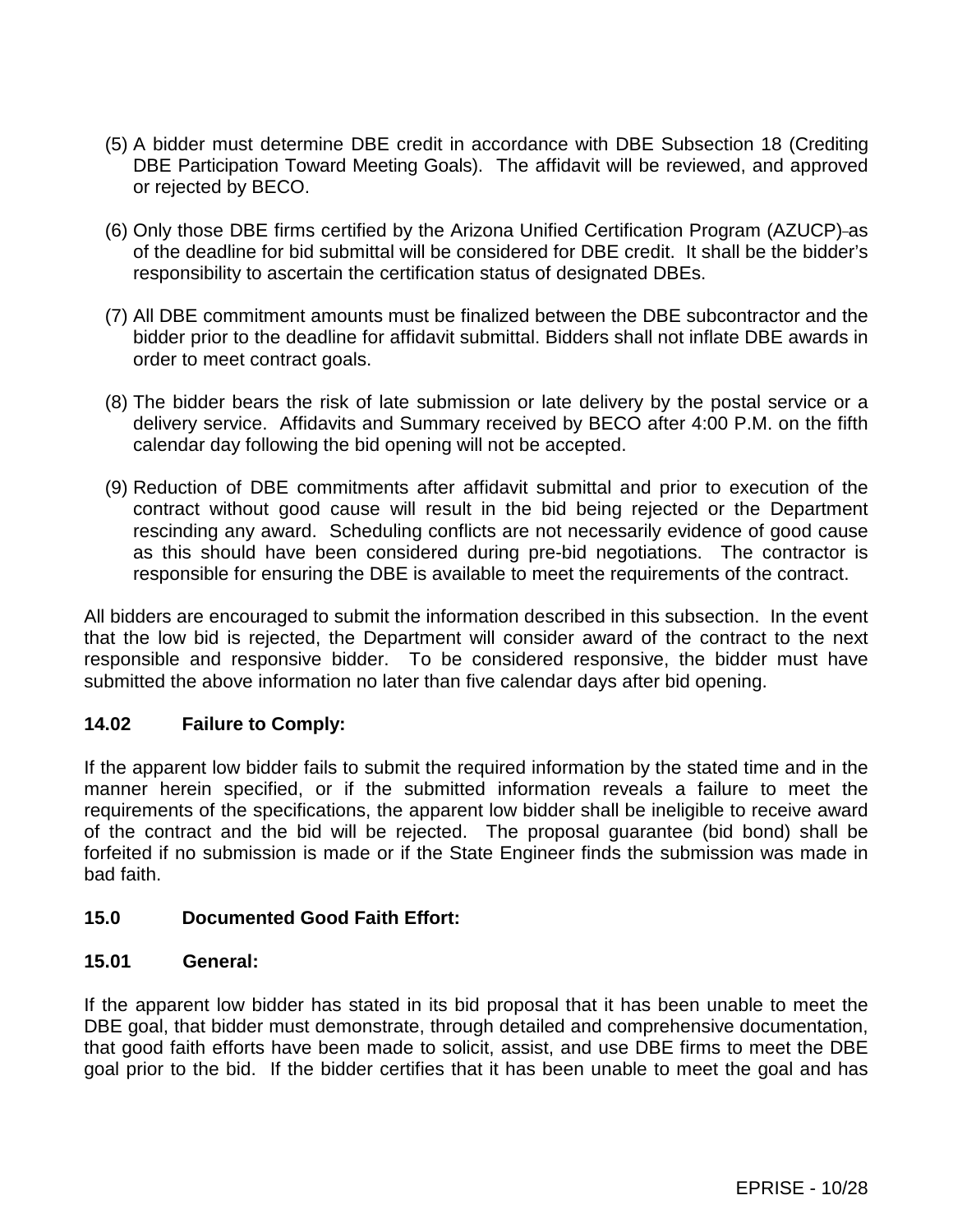(5) A bidder must determine DBE credit in accordance with DBE Subsection 18 (Crediting DBE Participation Toward Meeting Goals). The affidavit will be reviewed, and approved or rejected by BECO.

(6) Only those DBE firms certified by the Arizona Unified Certification Program (AZUCP) as of the deadline for bid submittal will be considered for DBE credit. It shall be the bidder's responsibility to ascertain the certification status of designated DBEs.

(7) All DBE commitment amounts must be finalized between the DBE subcontractor and the bidder prior to the deadline for affidavit submittal. Bidders shall not inflate DBE awards in order to meet contract goals.

(8) The bidder bears the risk of late submission or late delivery by the postal service or a delivery service. Affidavits and Summary received by BECO after 4:00 P.M. on the fifth calendar day following the bid opening will not be accepted.

(9) Reduction of DBE commitments after affidavit submittal and prior to execution of the contract without good cause will result in the bid being rejected or the Department rescinding any award. Scheduling conflicts are not necessarily evidence of good cause as this should have been considered during pre-bid negotiations. The contractor is responsible for ensuring the DBE is available to meet the requirements of the contract.

All bidders are encouraged to submit the information described in this subsection. In the event that the low bid is rejected, the Department will consider award of the contract to the next responsible and responsive bidder. To be considered responsive, the bidder must have submitted the above information no later than five calendar days after bid opening.

**14.02 Failure to Comply:**

If the apparent low bidder fails to submit the required information by the stated time and in the manner herein specified, or if the submitted information reveals a failure to meet the requirements of the specifications, the apparent low bidder shall be ineligible to receive award of the contract and the bid will be rejected. The proposal guarantee (bid bond) shall be forfeited if no submission is made or if the State Engineer finds the submission was made in bad faith.

**15.0 Documented Good Faith Effort:**

**15.01 General:**

If the apparent low bidder has stated in its bid proposal that it has been unable to meet the DBE goal, that bidder must demonstrate, through detailed and comprehensive documentation, that good faith efforts have been made to solicit, assist, and use DBE firms to meet the DBE goal prior to the bid. If the bidder certifies that it has been unable to meet the goal and has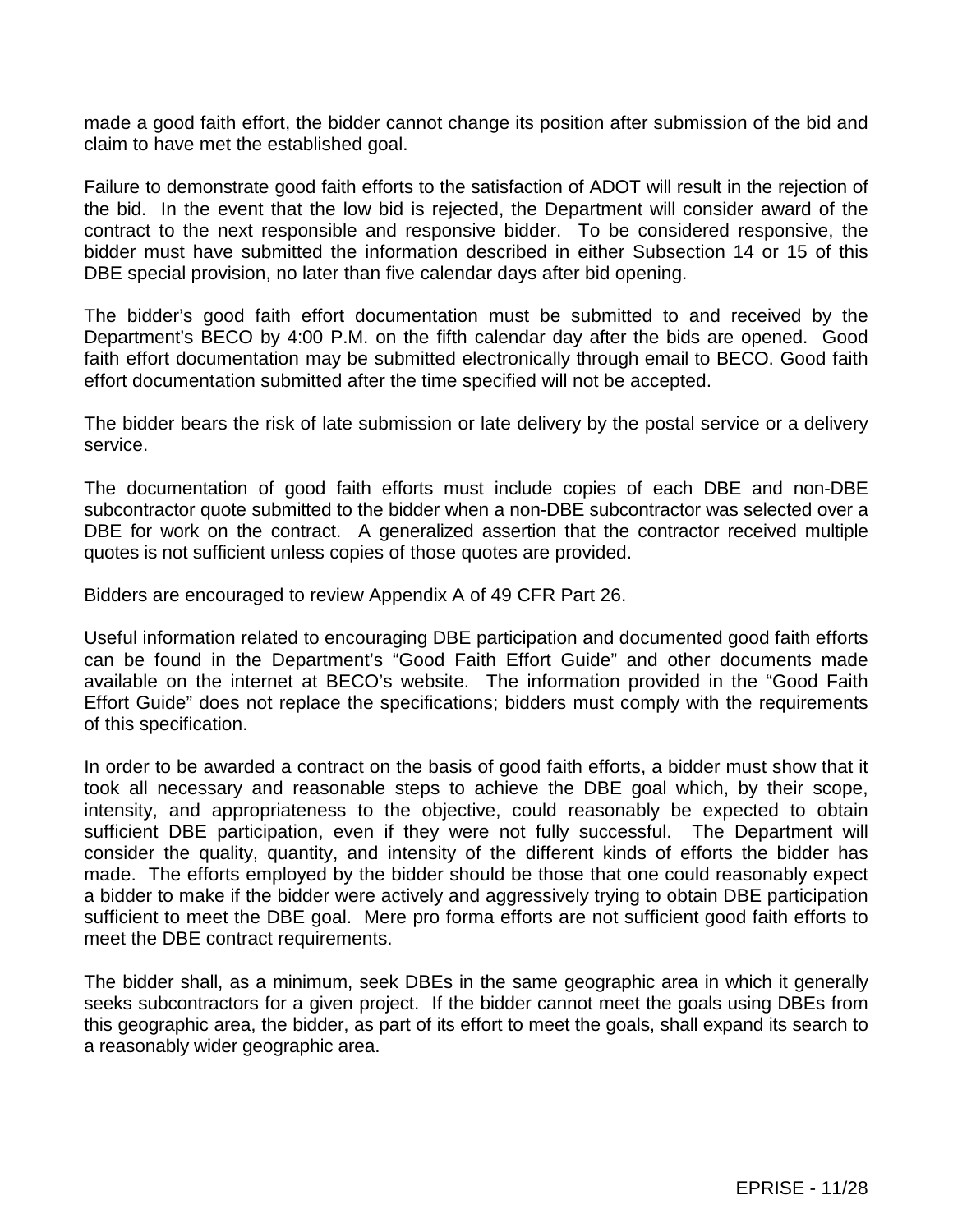made a good faith effort, the bidder cannot change its position after submission of the bid and claim to have met the established goal.

Failure to demonstrate good faith efforts to the satisfaction of ADOT will result in the rejection of the bid. In the event that the low bid is rejected, the Department will consider award of the contract to the next responsible and responsive bidder. To be considered responsive, the bidder must have submitted the information described in either Subsection 14 or 15 of this DBE special provision, no later than five calendar days after bid opening.

The bidder's good faith effort documentation must be submitted to and received by the Department's BECO by 4:00 P.M. on the fifth calendar day after the bids are opened. Good faith effort documentation may be submitted electronically through email to BECO. Good faith effort documentation submitted after the time specified will not be accepted.

The bidder bears the risk of late submission or late delivery by the postal service or a delivery service.

The documentation of good faith efforts must include copies of each DBE and non-DBE subcontractor quote submitted to the bidder when a non-DBE subcontractor was selected over a DBE for work on the contract. A generalized assertion that the contractor received multiple quotes is not sufficient unless copies of those quotes are provided.

Bidders are encouraged to review Appendix A of 49 CFR Part 26.

Useful information related to encouraging DBE participation and documented good faith efforts can be found in the Department's "Good Faith Effort Guide" and other documents made available on the internet at BECO's website. The information provided in the "Good Faith Effort Guide" does not replace the specifications; bidders must comply with the requirements of this specification.

In order to be awarded a contract on the basis of good faith efforts, a bidder must show that it took all necessary and reasonable steps to achieve the DBE goal which, by their scope, intensity, and appropriateness to the objective, could reasonably be expected to obtain sufficient DBE participation, even if they were not fully successful. The Department will consider the quality, quantity, and intensity of the different kinds of efforts the bidder has made. The efforts employed by the bidder should be those that one could reasonably expect a bidder to make if the bidder were actively and aggressively trying to obtain DBE participation sufficient to meet the DBE goal. Mere pro forma efforts are not sufficient good faith efforts to meet the DBE contract requirements.

The bidder shall, as a minimum, seek DBEs in the same geographic area in which it generally seeks subcontractors for a given project. If the bidder cannot meet the goals using DBEs from this geographic area, the bidder, as part of its effort to meet the goals, shall expand its search to a reasonably wider geographic area.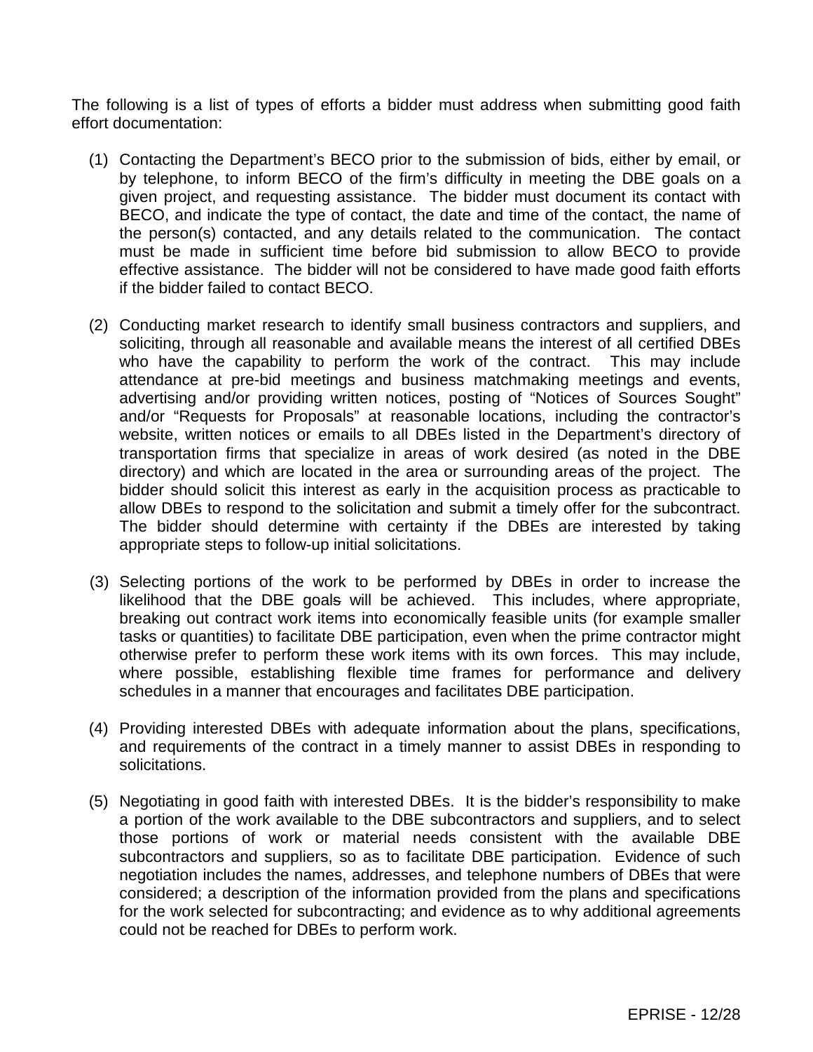The following is a list of types of efforts a bidder must address when submitting good faith effort documentation:

(1) Contacting the Department's BECO prior to the submission of bids, either by email, or by telephone, to inform BECO of the firm's difficulty in meeting the DBE goals on a given project, and requesting assistance. The bidder must document its contact with BECO, and indicate the type of contact, the date and time of the contact, the name of the person(s) contacted, and any details related to the communication. The contact must be made in sufficient time before bid submission to allow BECO to provide effective assistance. The bidder will not be considered to have made good faith efforts if the bidder failed to contact BECO.

(2) Conducting market research to identify small business contractors and suppliers, and soliciting, through all reasonable and available means the interest of all certified DBEs who have the capability to perform the work of the contract. This may include attendance at pre-bid meetings and business matchmaking meetings and events, advertising and/or providing written notices, posting of "Notices of Sources Sought" and/or "Requests for Proposals" at reasonable locations, including the contractor's website, written notices or emails to all DBEs listed in the Department's directory of transportation firms that specialize in areas of work desired (as noted in the DBE directory) and which are located in the area or surrounding areas of the project. The bidder should solicit this interest as early in the acquisition process as practicable to allow DBEs to respond to the solicitation and submit a timely offer for the subcontract. The bidder should determine with certainty if the DBEs are interested by taking appropriate steps to follow-up initial solicitations.

(3) Selecting portions of the work to be performed by DBEs in order to increase the likelihood that the DBE goals will be achieved. This includes, where appropriate, breaking out contract work items into economically feasible units (for example smaller tasks or quantities) to facilitate DBE participation, even when the prime contractor might otherwise prefer to perform these work items with its own forces. This may include, where possible, establishing flexible time frames for performance and delivery schedules in a manner that encourages and facilitates DBE participation.

(4) Providing interested DBEs with adequate information about the plans, specifications, and requirements of the contract in a timely manner to assist DBEs in responding to solicitations.

(5) Negotiating in good faith with interested DBEs. It is the bidder's responsibility to make a portion of the work available to the DBE subcontractors and suppliers, and to select those portions of work or material needs consistent with the available DBE subcontractors and suppliers, so as to facilitate DBE participation. Evidence of such negotiation includes the names, addresses, and telephone numbers of DBEs that were considered; a description of the information provided from the plans and specifications for the work selected for subcontracting; and evidence as to why additional agreements could not be reached for DBEs to perform work.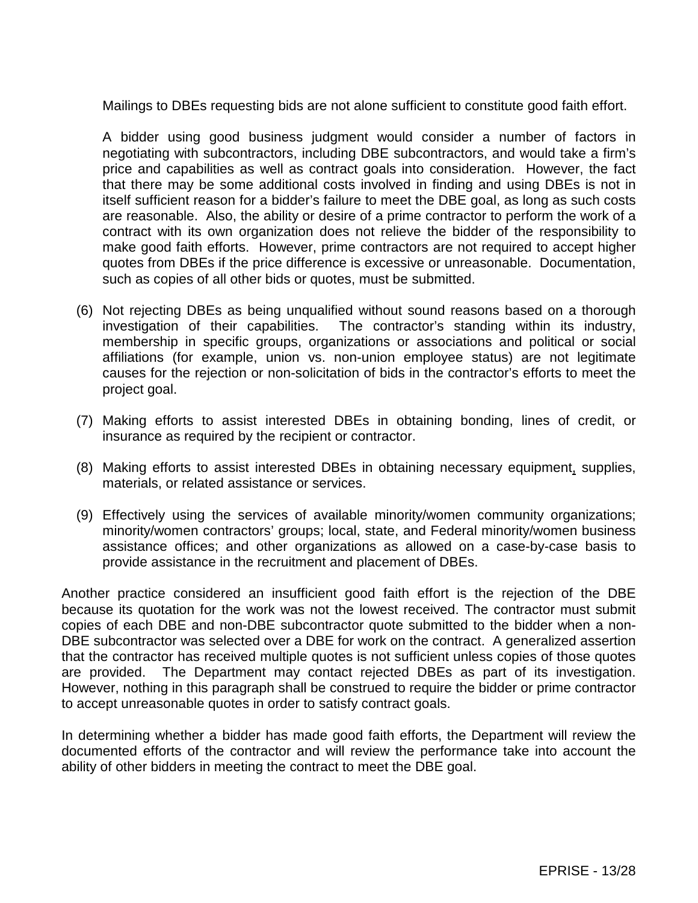Mailings to DBEs requesting bids are not alone sufficient to constitute good faith effort.

A bidder using good business judgment would consider a number of factors in negotiating with subcontractors, including DBE subcontractors, and would take a firm's price and capabilities as well as contract goals into consideration. However, the fact that there may be some additional costs involved in finding and using DBEs is not in itself sufficient reason for a bidder's failure to meet the DBE goal, as long as such costs are reasonable. Also, the ability or desire of a prime contractor to perform the work of a contract with its own organization does not relieve the bidder of the responsibility to make good faith efforts. However, prime contractors are not required to accept higher quotes from DBEs if the price difference is excessive or unreasonable. Documentation, such as copies of all other bids or quotes, must be submitted.

(6) Not rejecting DBEs as being unqualified without sound reasons based on a thorough investigation of their capabilities. The contractor's standing within its industry, membership in specific groups, organizations or associations and political or social affiliations (for example, union vs. non-union employee status) are not legitimate causes for the rejection or non-solicitation of bids in the contractor's efforts to meet the project goal.

(7) Making efforts to assist interested DBEs in obtaining bonding, lines of credit, or insurance as required by the recipient or contractor.

(8) Making efforts to assist interested DBEs in obtaining necessary equipment, supplies, materials, or related assistance or services.

(9) Effectively using the services of available minority/women community organizations; minority/women contractors' groups; local, state, and Federal minority/women business assistance offices; and other organizations as allowed on a case-by-case basis to provide assistance in the recruitment and placement of DBEs.

Another practice considered an insufficient good faith effort is the rejection of the DBE because its quotation for the work was not the lowest received. The contractor must submit copies of each DBE and non-DBE subcontractor quote submitted to the bidder when a non-DBE subcontractor was selected over a DBE for work on the contract. A generalized assertion that the contractor has received multiple quotes is not sufficient unless copies of those quotes are provided. The Department may contact rejected DBEs as part of its investigation. However, nothing in this paragraph shall be construed to require the bidder or prime contractor to accept unreasonable quotes in order to satisfy contract goals.

In determining whether a bidder has made good faith efforts, the Department will review the documented efforts of the contractor and will review the performance take into account the ability of other bidders in meeting the contract to meet the DBE goal.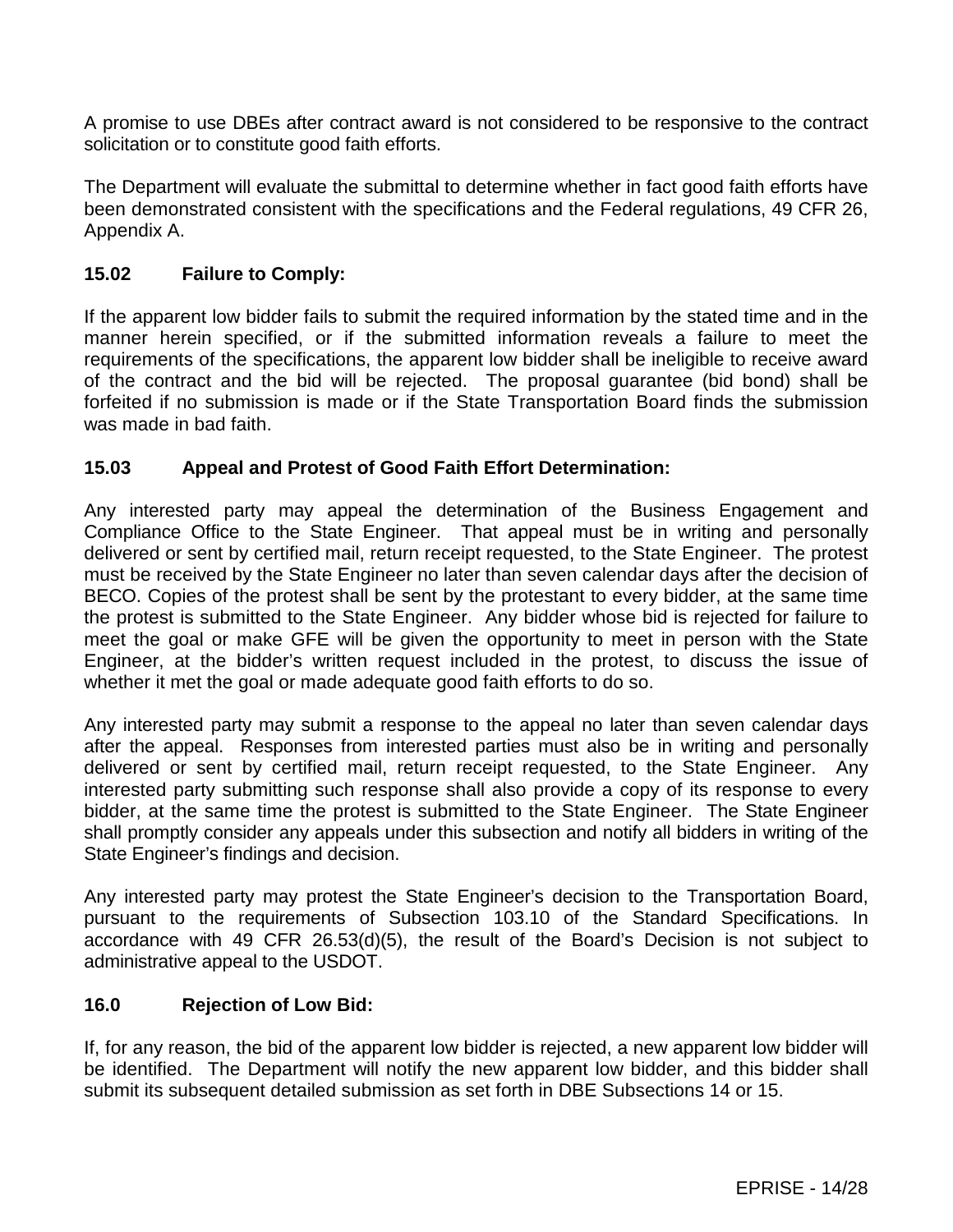A promise to use DBEs after contract award is not considered to be responsive to the contract solicitation or to constitute good faith efforts.

The Department will evaluate the submittal to determine whether in fact good faith efforts have been demonstrated consistent with the specifications and the Federal regulations, 49 CFR 26, Appendix A.

### 15.02 Failure to Comply:

If the apparent low bidder fails to submit the required information by the stated time and in the manner herein specified, or if the submitted information reveals a failure to meet the requirements of the specifications, the apparent low bidder shall be ineligible to receive award of the contract and the bid will be rejected. The proposal guarantee (bid bond) shall be forfeited if no submission is made or if the State Transportation Board finds the submission was made in bad faith.

### 15.03 Appeal and Protest of Good Faith Effort Determination:

Any interested party may appeal the determination of the Business Engagement and Compliance Office to the State Engineer. That appeal must be in writing and personally delivered or sent by certified mail, return receipt requested, to the State Engineer. The protest must be received by the State Engineer no later than seven calendar days after the decision of BECO. Copies of the protest shall be sent by the protestant to every bidder, at the same time the protest is submitted to the State Engineer. Any bidder whose bid is rejected for failure to meet the goal or make GFE will be given the opportunity to meet in person with the State Engineer, at the bidder's written request included in the protest, to discuss the issue of whether it met the goal or made adequate good faith efforts to do so.

Any interested party may submit a response to the appeal no later than seven calendar days after the appeal. Responses from interested parties must also be in writing and personally delivered or sent by certified mail, return receipt requested, to the State Engineer. Any interested party submitting such response shall also provide a copy of its response to every bidder, at the same time the protest is submitted to the State Engineer. The State Engineer shall promptly consider any appeals under this subsection and notify all bidders in writing of the State Engineer's findings and decision.

Any interested party may protest the State Engineer's decision to the Transportation Board, pursuant to the requirements of Subsection 103.10 of the Standard Specifications. In accordance with 49 CFR 26.53(d)(5), the result of the Board's Decision is not subject to administrative appeal to the USDOT.

### 16.0 Rejection of Low Bid:

If, for any reason, the bid of the apparent low bidder is rejected, a new apparent low bidder will be identified. The Department will notify the new apparent low bidder, and this bidder shall submit its subsequent detailed submission as set forth in DBE Subsections 14 or 15.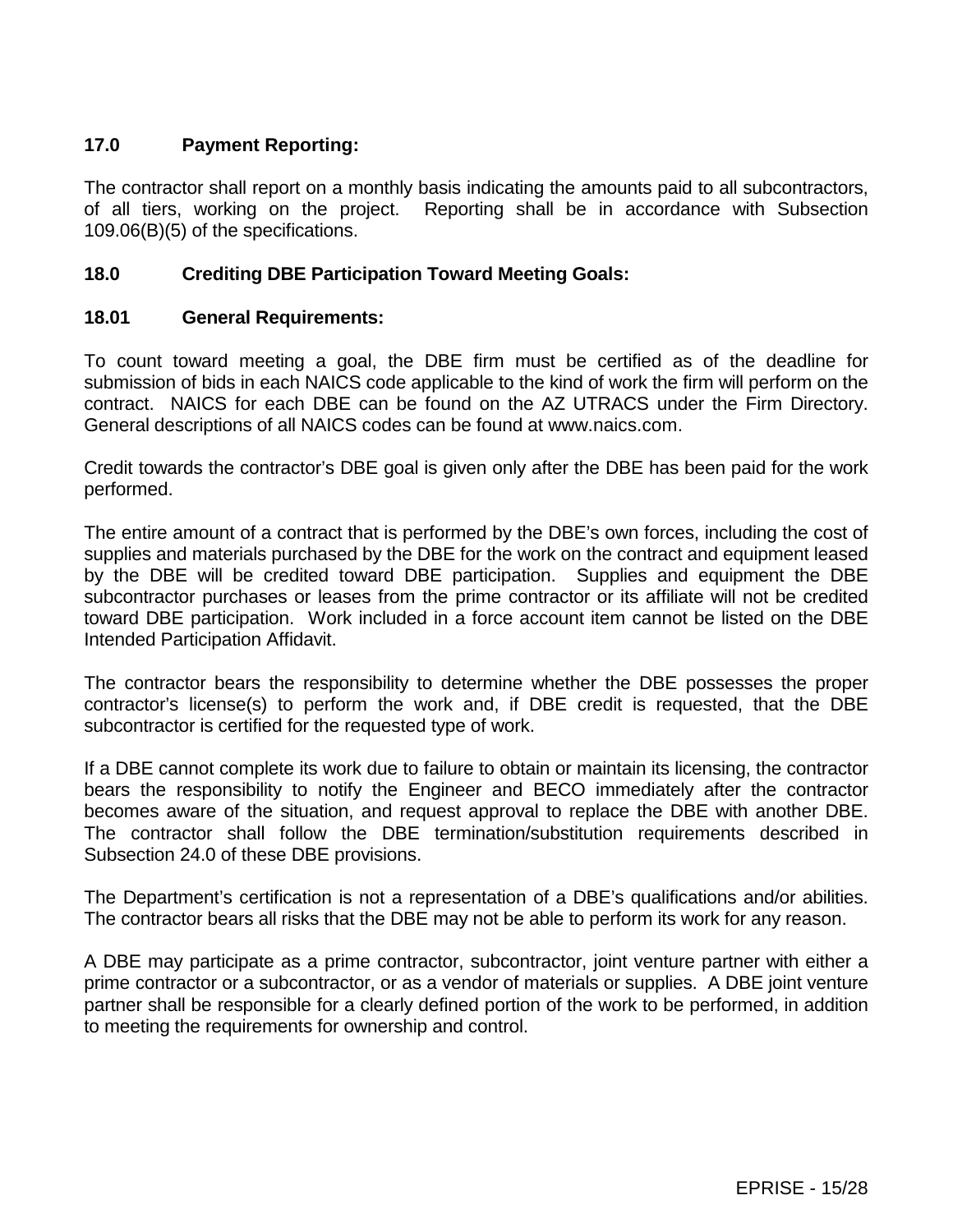## 17.0 Payment Reporting:

The contractor shall report on a monthly basis indicating the amounts paid to all subcontractors, of all tiers, working on the project. Reporting shall be in accordance with Subsection 109.06(B)(5) of the specifications.

## 18.0 Crediting DBE Participation Toward Meeting Goals:

### 18.01 General Requirements:

To count toward meeting a goal, the DBE firm must be certified as of the deadline for submission of bids in each NAICS code applicable to the kind of work the firm will perform on the contract. NAICS for each DBE can be found on the AZ UTRACS under the Firm Directory. General descriptions of all NAICS codes can be found at www.naics.com.

Credit towards the contractor's DBE goal is given only after the DBE has been paid for the work performed.

The entire amount of a contract that is performed by the DBE's own forces, including the cost of supplies and materials purchased by the DBE for the work on the contract and equipment leased by the DBE will be credited toward DBE participation. Supplies and equipment the DBE subcontractor purchases or leases from the prime contractor or its affiliate will not be credited toward DBE participation. Work included in a force account item cannot be listed on the DBE Intended Participation Affidavit.

The contractor bears the responsibility to determine whether the DBE possesses the proper contractor's license(s) to perform the work and, if DBE credit is requested, that the DBE subcontractor is certified for the requested type of work.

If a DBE cannot complete its work due to failure to obtain or maintain its licensing, the contractor bears the responsibility to notify the Engineer and BECO immediately after the contractor becomes aware of the situation, and request approval to replace the DBE with another DBE. The contractor shall follow the DBE termination/substitution requirements described in Subsection 24.0 of these DBE provisions.

The Department's certification is not a representation of a DBE's qualifications and/or abilities. The contractor bears all risks that the DBE may not be able to perform its work for any reason.

A DBE may participate as a prime contractor, subcontractor, joint venture partner with either a prime contractor or a subcontractor, or as a vendor of materials or supplies. A DBE joint venture partner shall be responsible for a clearly defined portion of the work to be performed, in addition to meeting the requirements for ownership and control.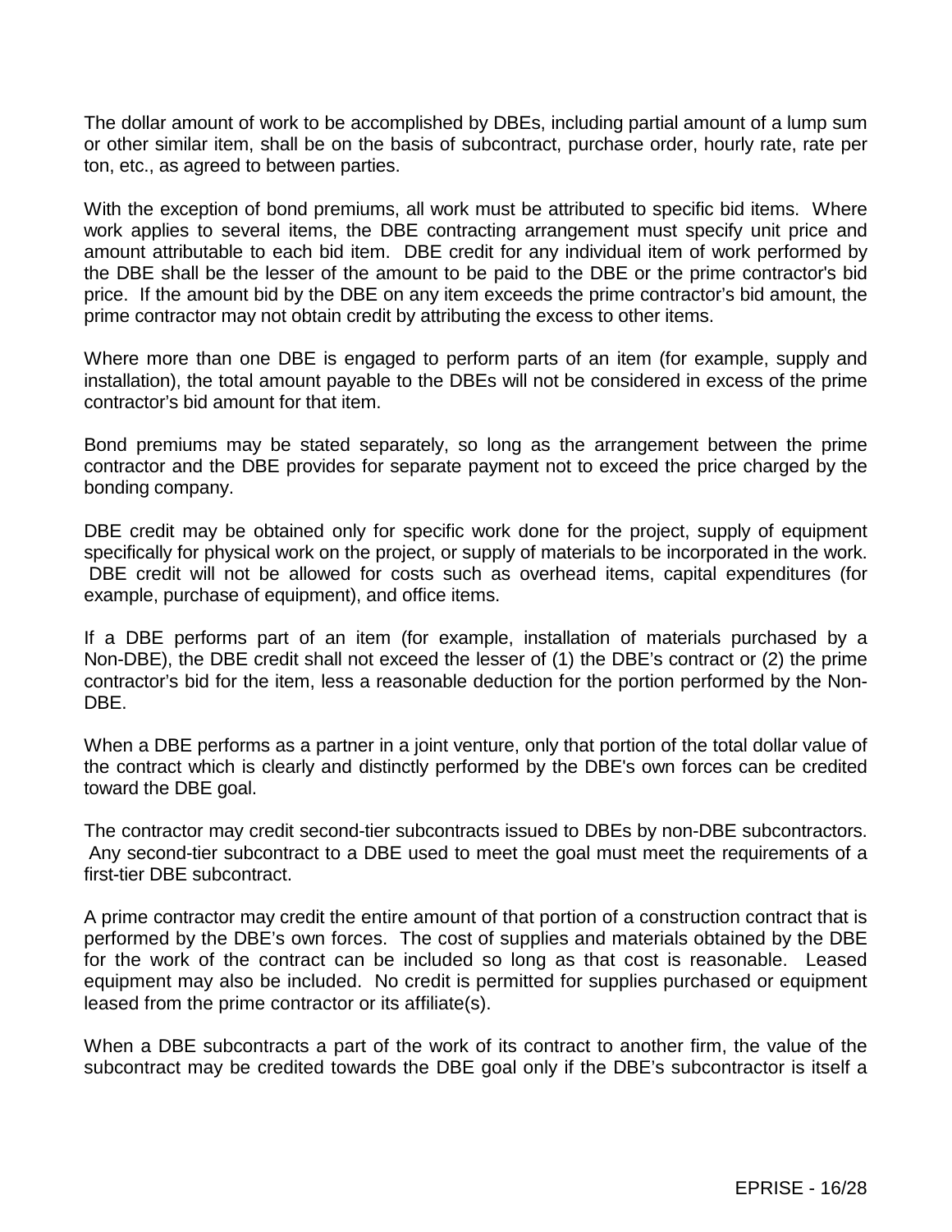The dollar amount of work to be accomplished by DBEs, including partial amount of a lump sum or other similar item, shall be on the basis of subcontract, purchase order, hourly rate, rate per ton, etc., as agreed to between parties.

With the exception of bond premiums, all work must be attributed to specific bid items. Where work applies to several items, the DBE contracting arrangement must specify unit price and amount attributable to each bid item. DBE credit for any individual item of work performed by the DBE shall be the lesser of the amount to be paid to the DBE or the prime contractor's bid price. If the amount bid by the DBE on any item exceeds the prime contractor's bid amount, the prime contractor may not obtain credit by attributing the excess to other items.

Where more than one DBE is engaged to perform parts of an item (for example, supply and installation), the total amount payable to the DBEs will not be considered in excess of the prime contractor's bid amount for that item.

Bond premiums may be stated separately, so long as the arrangement between the prime contractor and the DBE provides for separate payment not to exceed the price charged by the bonding company.

DBE credit may be obtained only for specific work done for the project, supply of equipment specifically for physical work on the project, or supply of materials to be incorporated in the work. DBE credit will not be allowed for costs such as overhead items, capital expenditures (for example, purchase of equipment), and office items.

If a DBE performs part of an item (for example, installation of materials purchased by a Non-DBE), the DBE credit shall not exceed the lesser of (1) the DBE's contract or (2) the prime contractor's bid for the item, less a reasonable deduction for the portion performed by the Non-DBE.

When a DBE performs as a partner in a joint venture, only that portion of the total dollar value of the contract which is clearly and distinctly performed by the DBE's own forces can be credited toward the DBE goal.

The contractor may credit second-tier subcontracts issued to DBEs by non-DBE subcontractors. Any second-tier subcontract to a DBE used to meet the goal must meet the requirements of a first-tier DBE subcontract.

A prime contractor may credit the entire amount of that portion of a construction contract that is performed by the DBE's own forces. The cost of supplies and materials obtained by the DBE for the work of the contract can be included so long as that cost is reasonable. Leased equipment may also be included. No credit is permitted for supplies purchased or equipment leased from the prime contractor or its affiliate(s).

When a DBE subcontracts a part of the work of its contract to another firm, the value of the subcontract may be credited towards the DBE goal only if the DBE's subcontractor is itself a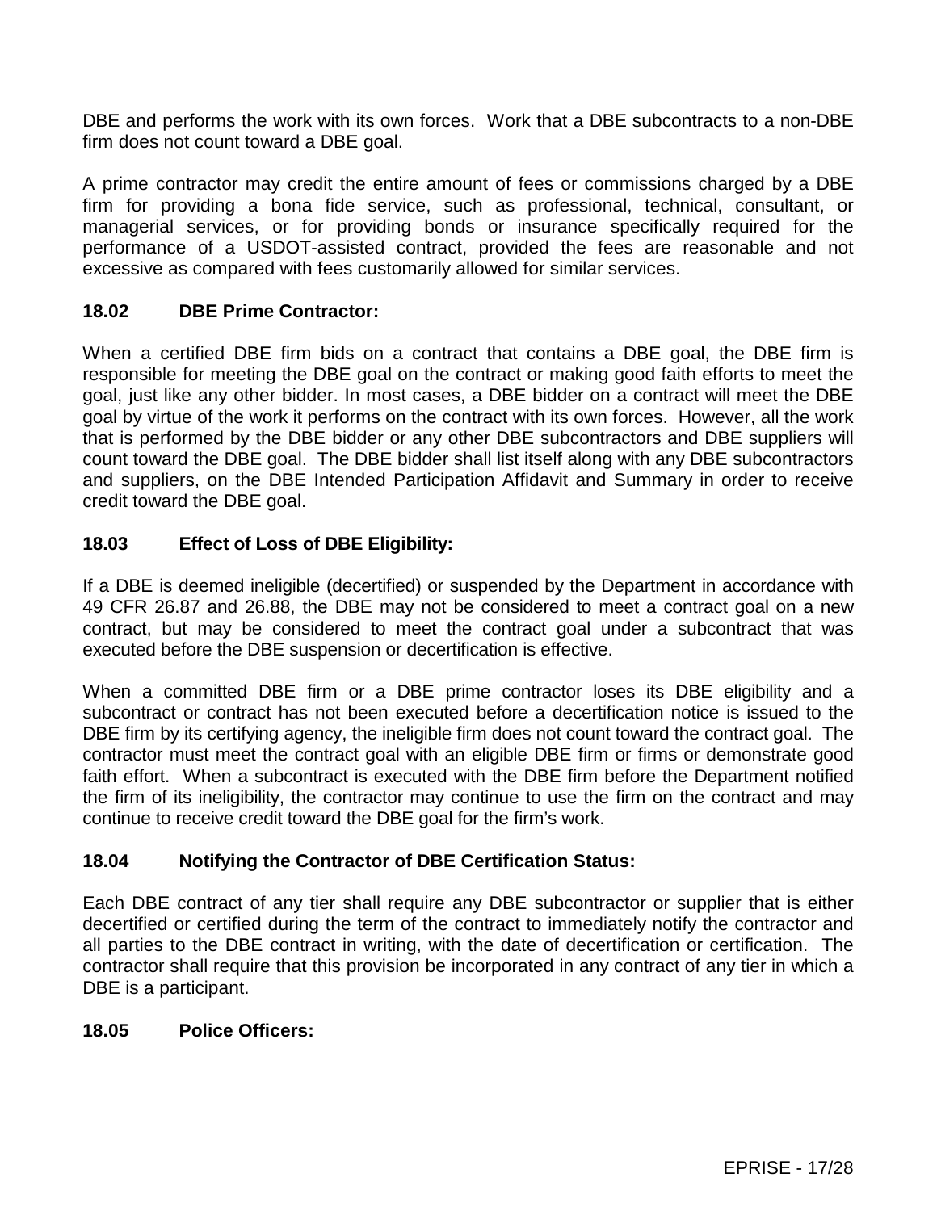DBE and performs the work with its own forces. Work that a DBE subcontracts to a non-DBE firm does not count toward a DBE goal.

A prime contractor may credit the entire amount of fees or commissions charged by a DBE firm for providing a bona fide service, such as professional, technical, consultant, or managerial services, or for providing bonds or insurance specifically required for the performance of a USDOT-assisted contract, provided the fees are reasonable and not excessive as compared with fees customarily allowed for similar services.

**18.02 DBE Prime Contractor:**

When a certified DBE firm bids on a contract that contains a DBE goal, the DBE firm is responsible for meeting the DBE goal on the contract or making good faith efforts to meet the goal, just like any other bidder. In most cases, a DBE bidder on a contract will meet the DBE goal by virtue of the work it performs on the contract with its own forces. However, all the work that is performed by the DBE bidder or any other DBE subcontractors and DBE suppliers will count toward the DBE goal. The DBE bidder shall list itself along with any DBE subcontractors and suppliers, on the DBE Intended Participation Affidavit and Summary in order to receive credit toward the DBE goal.

**18.03 Effect of Loss of DBE Eligibility:**

If a DBE is deemed ineligible (decertified) or suspended by the Department in accordance with 49 CFR 26.87 and 26.88, the DBE may not be considered to meet a contract goal on a new contract, but may be considered to meet the contract goal under a subcontract that was executed before the DBE suspension or decertification is effective.

When a committed DBE firm or a DBE prime contractor loses its DBE eligibility and a subcontract or contract has not been executed before a decertification notice is issued to the DBE firm by its certifying agency, the ineligible firm does not count toward the contract goal. The contractor must meet the contract goal with an eligible DBE firm or firms or demonstrate good faith effort. When a subcontract is executed with the DBE firm before the Department notified the firm of its ineligibility, the contractor may continue to use the firm on the contract and may continue to receive credit toward the DBE goal for the firm's work.

**18.04 Notifying the Contractor of DBE Certification Status:**

Each DBE contract of any tier shall require any DBE subcontractor or supplier that is either decertified or certified during the term of the contract to immediately notify the contractor and all parties to the DBE contract in writing, with the date of decertification or certification. The contractor shall require that this provision be incorporated in any contract of any tier in which a DBE is a participant.

**18.05 Police Officers:**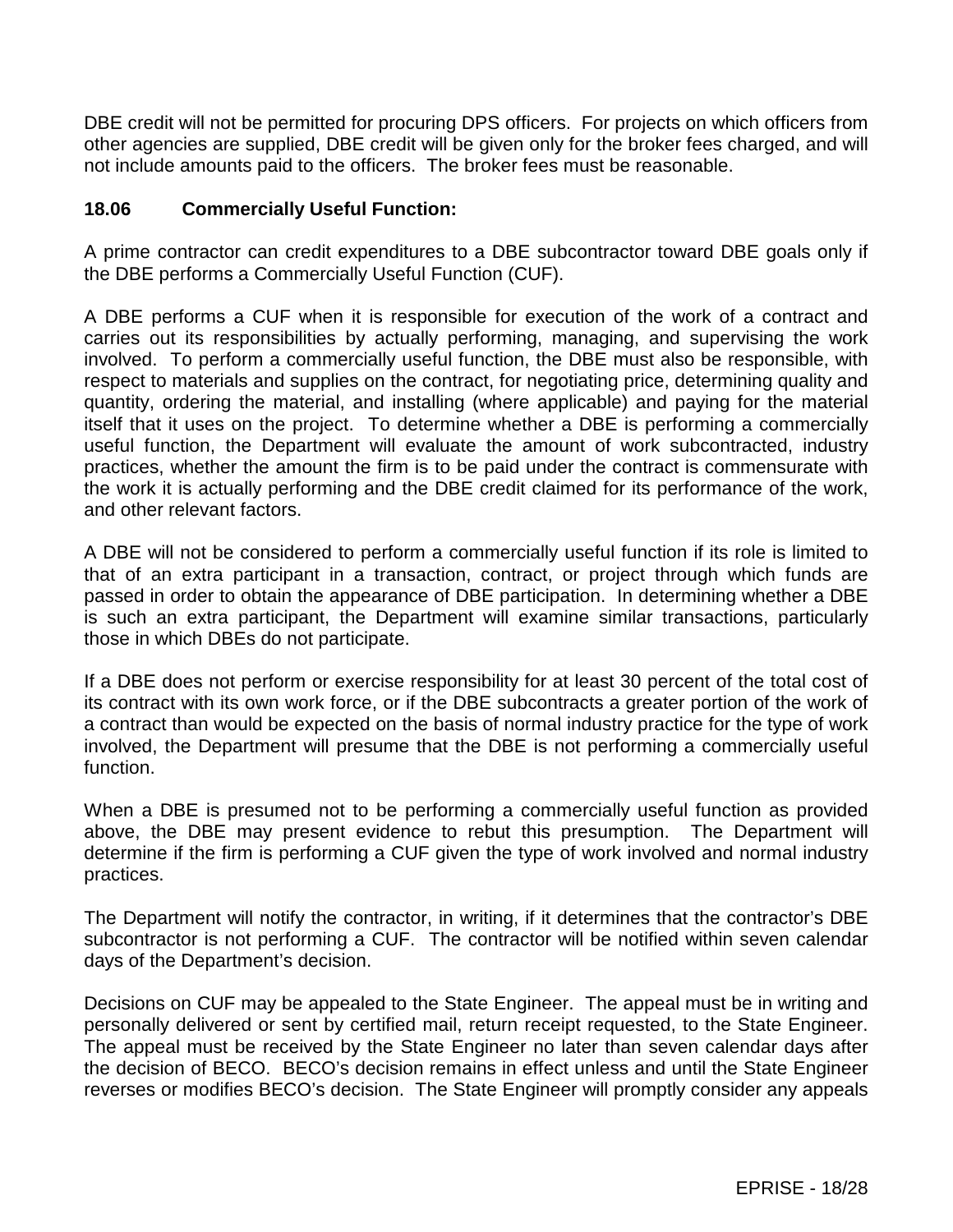DBE credit will not be permitted for procuring DPS officers. For projects on which officers from other agencies are supplied, DBE credit will be given only for the broker fees charged, and will not include amounts paid to the officers. The broker fees must be reasonable.

### 18.06 Commercially Useful Function:

A prime contractor can credit expenditures to a DBE subcontractor toward DBE goals only if the DBE performs a Commercially Useful Function (CUF).

A DBE performs a CUF when it is responsible for execution of the work of a contract and carries out its responsibilities by actually performing, managing, and supervising the work involved. To perform a commercially useful function, the DBE must also be responsible, with respect to materials and supplies on the contract, for negotiating price, determining quality and quantity, ordering the material, and installing (where applicable) and paying for the material itself that it uses on the project. To determine whether a DBE is performing a commercially useful function, the Department will evaluate the amount of work subcontracted, industry practices, whether the amount the firm is to be paid under the contract is commensurate with the work it is actually performing and the DBE credit claimed for its performance of the work, and other relevant factors.

A DBE will not be considered to perform a commercially useful function if its role is limited to that of an extra participant in a transaction, contract, or project through which funds are passed in order to obtain the appearance of DBE participation. In determining whether a DBE is such an extra participant, the Department will examine similar transactions, particularly those in which DBEs do not participate.

If a DBE does not perform or exercise responsibility for at least 30 percent of the total cost of its contract with its own work force, or if the DBE subcontracts a greater portion of the work of a contract than would be expected on the basis of normal industry practice for the type of work involved, the Department will presume that the DBE is not performing a commercially useful function.

When a DBE is presumed not to be performing a commercially useful function as provided above, the DBE may present evidence to rebut this presumption. The Department will determine if the firm is performing a CUF given the type of work involved and normal industry practices.

The Department will notify the contractor, in writing, if it determines that the contractor's DBE subcontractor is not performing a CUF. The contractor will be notified within seven calendar days of the Department's decision.

Decisions on CUF may be appealed to the State Engineer. The appeal must be in writing and personally delivered or sent by certified mail, return receipt requested, to the State Engineer. The appeal must be received by the State Engineer no later than seven calendar days after the decision of BECO. BECO's decision remains in effect unless and until the State Engineer reverses or modifies BECO's decision. The State Engineer will promptly consider any appeals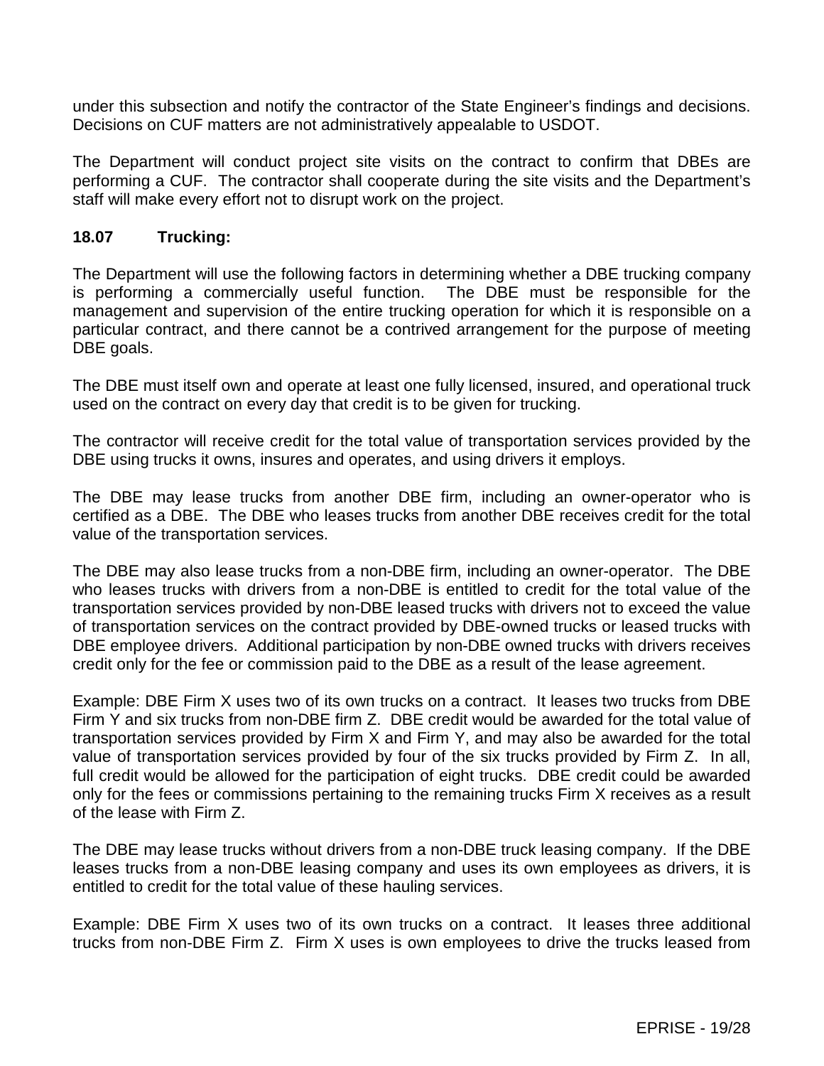under this subsection and notify the contractor of the State Engineer's findings and decisions. Decisions on CUF matters are not administratively appealable to USDOT.

The Department will conduct project site visits on the contract to confirm that DBEs are performing a CUF. The contractor shall cooperate during the site visits and the Department's staff will make every effort not to disrupt work on the project.

**18.07 Trucking:**

The Department will use the following factors in determining whether a DBE trucking company is performing a commercially useful function. The DBE must be responsible for the management and supervision of the entire trucking operation for which it is responsible on a particular contract, and there cannot be a contrived arrangement for the purpose of meeting DBE goals.

The DBE must itself own and operate at least one fully licensed, insured, and operational truck used on the contract on every day that credit is to be given for trucking.

The contractor will receive credit for the total value of transportation services provided by the DBE using trucks it owns, insures and operates, and using drivers it employs.

The DBE may lease trucks from another DBE firm, including an owner-operator who is certified as a DBE. The DBE who leases trucks from another DBE receives credit for the total value of the transportation services.

The DBE may also lease trucks from a non-DBE firm, including an owner-operator. The DBE who leases trucks with drivers from a non-DBE is entitled to credit for the total value of the transportation services provided by non-DBE leased trucks with drivers not to exceed the value of transportation services on the contract provided by DBE-owned trucks or leased trucks with DBE employee drivers. Additional participation by non-DBE owned trucks with drivers receives credit only for the fee or commission paid to the DBE as a result of the lease agreement.

Example: DBE Firm X uses two of its own trucks on a contract. It leases two trucks from DBE Firm Y and six trucks from non-DBE firm Z. DBE credit would be awarded for the total value of transportation services provided by Firm X and Firm Y, and may also be awarded for the total value of transportation services provided by four of the six trucks provided by Firm Z. In all, full credit would be allowed for the participation of eight trucks. DBE credit could be awarded only for the fees or commissions pertaining to the remaining trucks Firm X receives as a result of the lease with Firm Z.

The DBE may lease trucks without drivers from a non-DBE truck leasing company. If the DBE leases trucks from a non-DBE leasing company and uses its own employees as drivers, it is entitled to credit for the total value of these hauling services.

Example: DBE Firm X uses two of its own trucks on a contract. It leases three additional trucks from non-DBE Firm Z. Firm X uses is own employees to drive the trucks leased from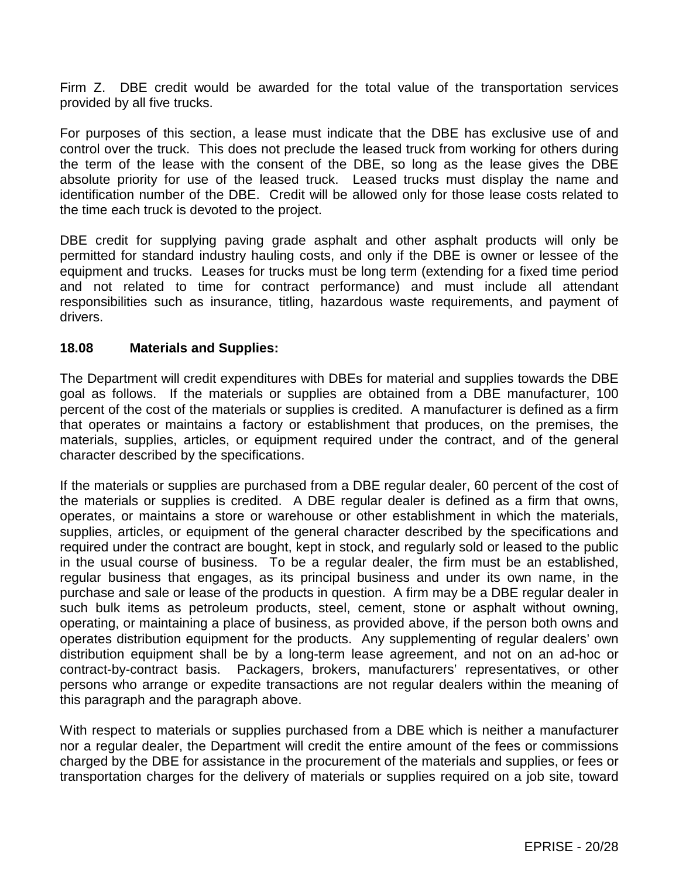Firm Z. DBE credit would be awarded for the total value of the transportation services provided by all five trucks.

For purposes of this section, a lease must indicate that the DBE has exclusive use of and control over the truck. This does not preclude the leased truck from working for others during the term of the lease with the consent of the DBE, so long as the lease gives the DBE absolute priority for use of the leased truck. Leased trucks must display the name and identification number of the DBE. Credit will be allowed only for those lease costs related to the time each truck is devoted to the project.

DBE credit for supplying paving grade asphalt and other asphalt products will only be permitted for standard industry hauling costs, and only if the DBE is owner or lessee of the equipment and trucks. Leases for trucks must be long term (extending for a fixed time period and not related to time for contract performance) and must include all attendant responsibilities such as insurance, titling, hazardous waste requirements, and payment of drivers.

### 18.08 Materials and Supplies:

The Department will credit expenditures with DBEs for material and supplies towards the DBE goal as follows. If the materials or supplies are obtained from a DBE manufacturer, 100 percent of the cost of the materials or supplies is credited. A manufacturer is defined as a firm that operates or maintains a factory or establishment that produces, on the premises, the materials, supplies, articles, or equipment required under the contract, and of the general character described by the specifications.

If the materials or supplies are purchased from a DBE regular dealer, 60 percent of the cost of the materials or supplies is credited. A DBE regular dealer is defined as a firm that owns, operates, or maintains a store or warehouse or other establishment in which the materials, supplies, articles, or equipment of the general character described by the specifications and required under the contract are bought, kept in stock, and regularly sold or leased to the public in the usual course of business. To be a regular dealer, the firm must be an established, regular business that engages, as its principal business and under its own name, in the purchase and sale or lease of the products in question. A firm may be a DBE regular dealer in such bulk items as petroleum products, steel, cement, stone or asphalt without owning, operating, or maintaining a place of business, as provided above, if the person both owns and operates distribution equipment for the products. Any supplementing of regular dealers' own distribution equipment shall be by a long-term lease agreement, and not on an ad-hoc or contract-by-contract basis. Packagers, brokers, manufacturers' representatives, or other persons who arrange or expedite transactions are not regular dealers within the meaning of this paragraph and the paragraph above.

With respect to materials or supplies purchased from a DBE which is neither a manufacturer nor a regular dealer, the Department will credit the entire amount of the fees or commissions charged by the DBE for assistance in the procurement of the materials and supplies, or fees or transportation charges for the delivery of materials or supplies required on a job site, toward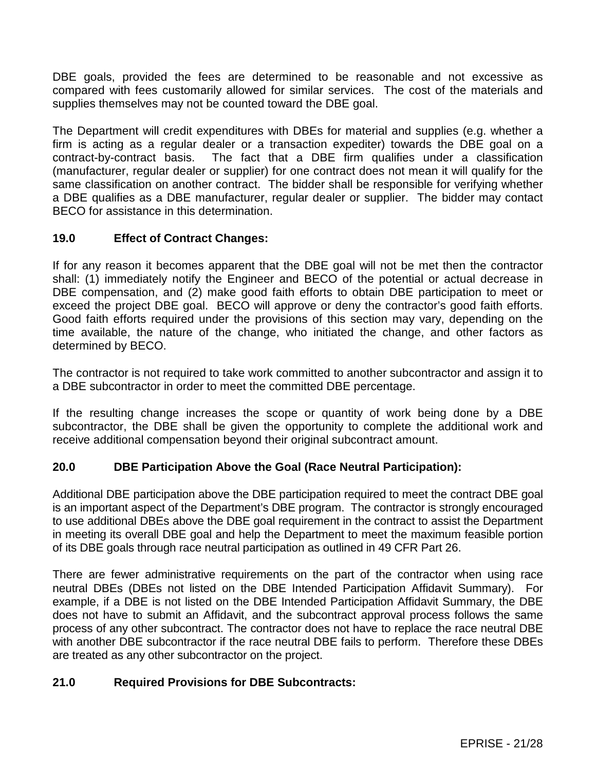DBE goals, provided the fees are determined to be reasonable and not excessive as compared with fees customarily allowed for similar services. The cost of the materials and supplies themselves may not be counted toward the DBE goal.

The Department will credit expenditures with DBEs for material and supplies (e.g. whether a firm is acting as a regular dealer or a transaction expediter) towards the DBE goal on a contract-by-contract basis. The fact that a DBE firm qualifies under a classification (manufacturer, regular dealer or supplier) for one contract does not mean it will qualify for the same classification on another contract. The bidder shall be responsible for verifying whether a DBE qualifies as a DBE manufacturer, regular dealer or supplier. The bidder may contact BECO for assistance in this determination.

### 19.0 Effect of Contract Changes:

If for any reason it becomes apparent that the DBE goal will not be met then the contractor shall: (1) immediately notify the Engineer and BECO of the potential or actual decrease in DBE compensation, and (2) make good faith efforts to obtain DBE participation to meet or exceed the project DBE goal. BECO will approve or deny the contractor's good faith efforts. Good faith efforts required under the provisions of this section may vary, depending on the time available, the nature of the change, who initiated the change, and other factors as determined by BECO.

The contractor is not required to take work committed to another subcontractor and assign it to a DBE subcontractor in order to meet the committed DBE percentage.

If the resulting change increases the scope or quantity of work being done by a DBE subcontractor, the DBE shall be given the opportunity to complete the additional work and receive additional compensation beyond their original subcontract amount.

### 20.0 DBE Participation Above the Goal (Race Neutral Participation):

Additional DBE participation above the DBE participation required to meet the contract DBE goal is an important aspect of the Department's DBE program. The contractor is strongly encouraged to use additional DBEs above the DBE goal requirement in the contract to assist the Department in meeting its overall DBE goal and help the Department to meet the maximum feasible portion of its DBE goals through race neutral participation as outlined in 49 CFR Part 26.

There are fewer administrative requirements on the part of the contractor when using race neutral DBEs (DBEs not listed on the DBE Intended Participation Affidavit Summary). For example, if a DBE is not listed on the DBE Intended Participation Affidavit Summary, the DBE does not have to submit an Affidavit, and the subcontract approval process follows the same process of any other subcontract. The contractor does not have to replace the race neutral DBE with another DBE subcontractor if the race neutral DBE fails to perform. Therefore these DBEs are treated as any other subcontractor on the project.

### 21.0 Required Provisions for DBE Subcontracts: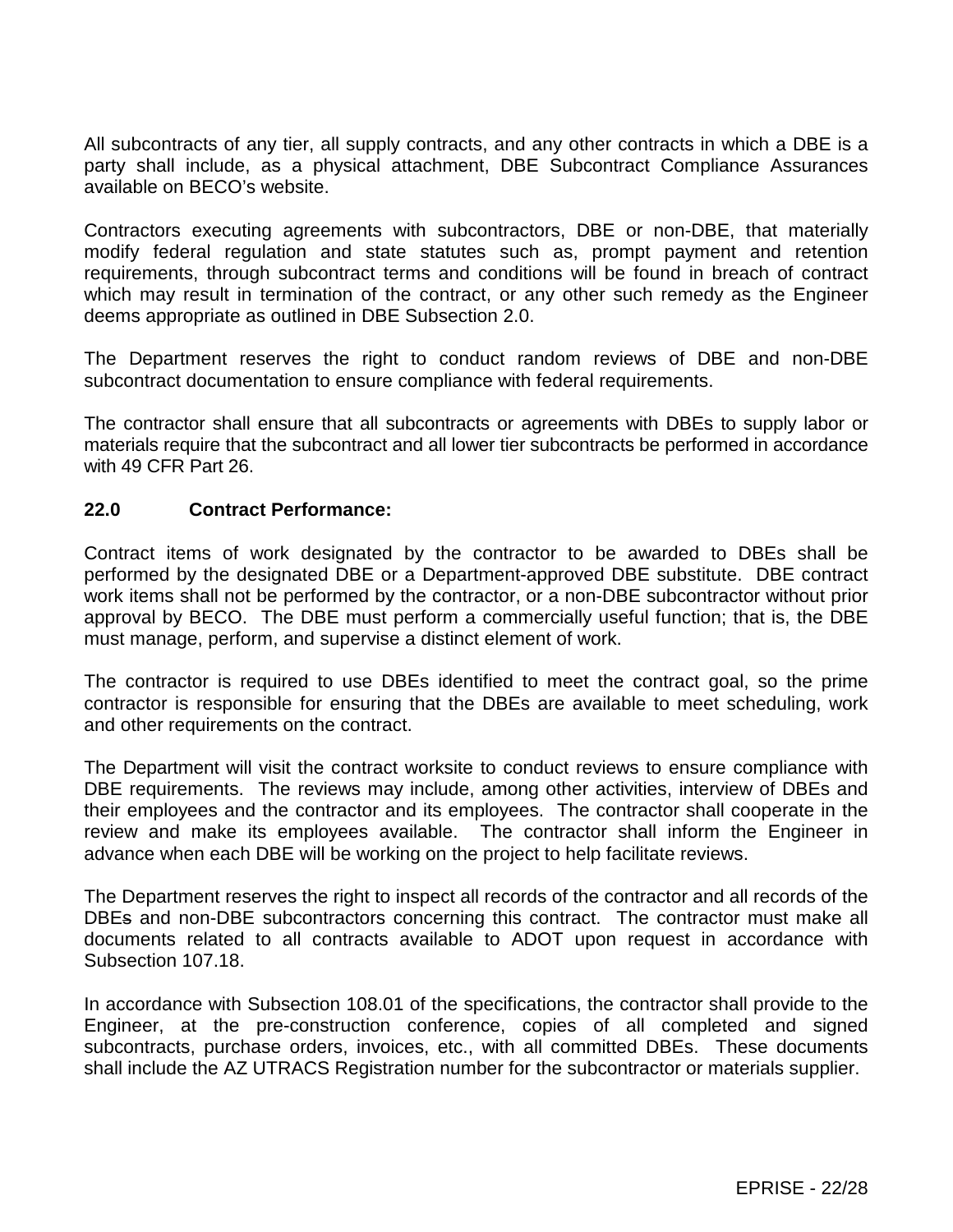All subcontracts of any tier, all supply contracts, and any other contracts in which a DBE is a party shall include, as a physical attachment, DBE Subcontract Compliance Assurances available on BECO's website.

Contractors executing agreements with subcontractors, DBE or non-DBE, that materially modify federal regulation and state statutes such as, prompt payment and retention requirements, through subcontract terms and conditions will be found in breach of contract which may result in termination of the contract, or any other such remedy as the Engineer deems appropriate as outlined in DBE Subsection 2.0.

The Department reserves the right to conduct random reviews of DBE and non-DBE subcontract documentation to ensure compliance with federal requirements.

The contractor shall ensure that all subcontracts or agreements with DBEs to supply labor or materials require that the subcontract and all lower tier subcontracts be performed in accordance with 49 CFR Part 26.

## 22.0 Contract Performance:

Contract items of work designated by the contractor to be awarded to DBEs shall be performed by the designated DBE or a Department-approved DBE substitute. DBE contract work items shall not be performed by the contractor, or a non-DBE subcontractor without prior approval by BECO. The DBE must perform a commercially useful function; that is, the DBE must manage, perform, and supervise a distinct element of work.

The contractor is required to use DBEs identified to meet the contract goal, so the prime contractor is responsible for ensuring that the DBEs are available to meet scheduling, work and other requirements on the contract.

The Department will visit the contract worksite to conduct reviews to ensure compliance with DBE requirements. The reviews may include, among other activities, interview of DBEs and their employees and the contractor and its employees. The contractor shall cooperate in the review and make its employees available. The contractor shall inform the Engineer in advance when each DBE will be working on the project to help facilitate reviews.

The Department reserves the right to inspect all records of the contractor and all records of the DBEs and non-DBE subcontractors concerning this contract. The contractor must make all documents related to all contracts available to ADOT upon request in accordance with Subsection 107.18.

In accordance with Subsection 108.01 of the specifications, the contractor shall provide to the Engineer, at the pre-construction conference, copies of all completed and signed subcontracts, purchase orders, invoices, etc., with all committed DBEs. These documents shall include the AZ UTRACS Registration number for the subcontractor or materials supplier.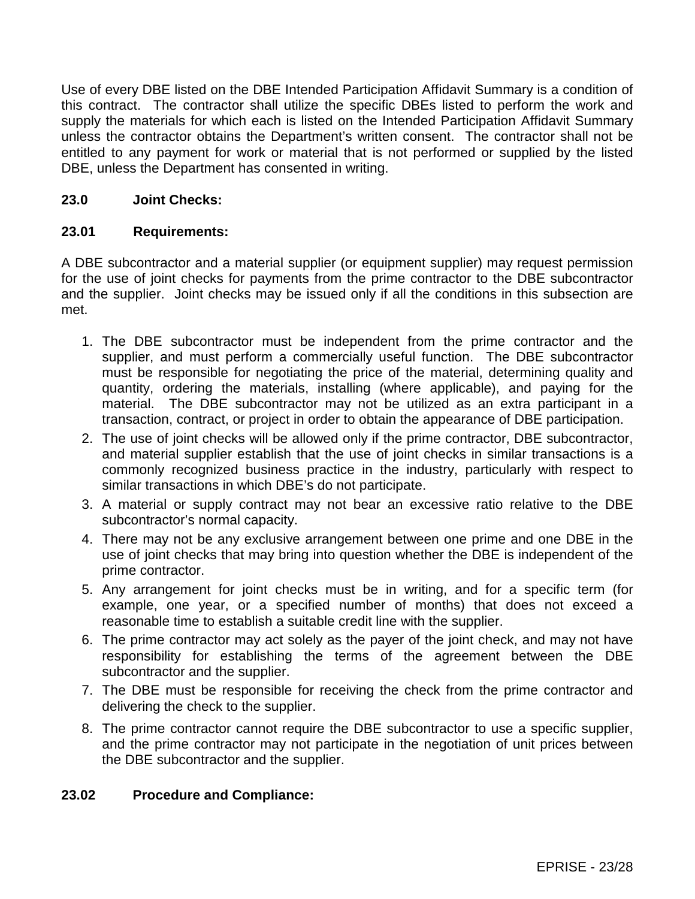Use of every DBE listed on the DBE Intended Participation Affidavit Summary is a condition of this contract. The contractor shall utilize the specific DBEs listed to perform the work and supply the materials for which each is listed on the Intended Participation Affidavit Summary unless the contractor obtains the Department's written consent. The contractor shall not be entitled to any payment for work or material that is not performed or supplied by the listed DBE, unless the Department has consented in writing.

## 23.0 Joint Checks:

### 23.01 Requirements:

A DBE subcontractor and a material supplier (or equipment supplier) may request permission for the use of joint checks for payments from the prime contractor to the DBE subcontractor and the supplier. Joint checks may be issued only if all the conditions in this subsection are met.

1. The DBE subcontractor must be independent from the prime contractor and the supplier, and must perform a commercially useful function. The DBE subcontractor must be responsible for negotiating the price of the material, determining quality and quantity, ordering the materials, installing (where applicable), and paying for the material. The DBE subcontractor may not be utilized as an extra participant in a transaction, contract, or project in order to obtain the appearance of DBE participation.
2. The use of joint checks will be allowed only if the prime contractor, DBE subcontractor, and material supplier establish that the use of joint checks in similar transactions is a commonly recognized business practice in the industry, particularly with respect to similar transactions in which DBE's do not participate.
3. A material or supply contract may not bear an excessive ratio relative to the DBE subcontractor's normal capacity.
4. There may not be any exclusive arrangement between one prime and one DBE in the use of joint checks that may bring into question whether the DBE is independent of the prime contractor.
5. Any arrangement for joint checks must be in writing, and for a specific term (for example, one year, or a specified number of months) that does not exceed a reasonable time to establish a suitable credit line with the supplier.
6. The prime contractor may act solely as the payer of the joint check, and may not have responsibility for establishing the terms of the agreement between the DBE subcontractor and the supplier.
7. The DBE must be responsible for receiving the check from the prime contractor and delivering the check to the supplier.
8. The prime contractor cannot require the DBE subcontractor to use a specific supplier, and the prime contractor may not participate in the negotiation of unit prices between the DBE subcontractor and the supplier.

### 23.02 Procedure and Compliance: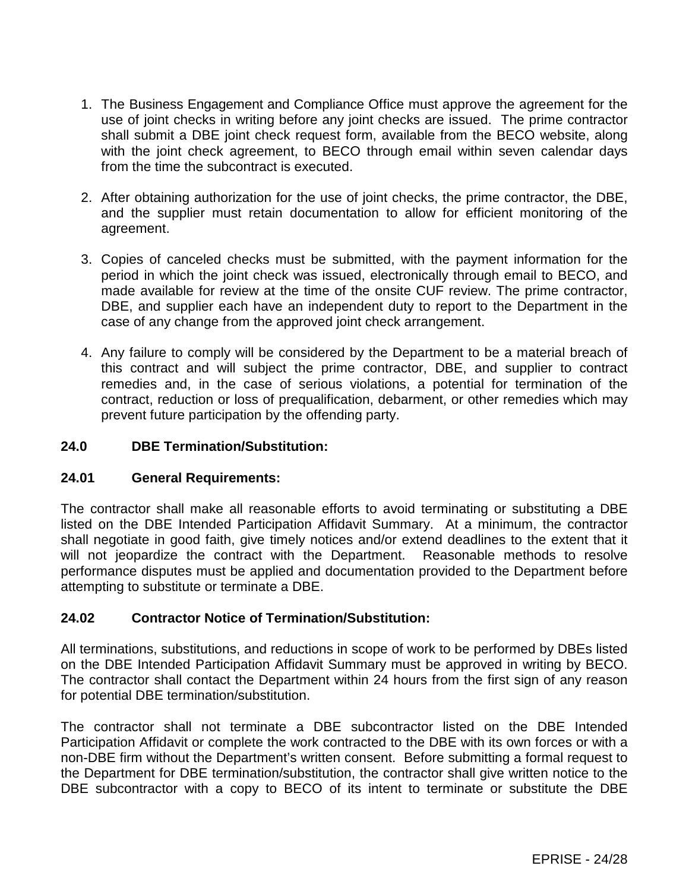1. The Business Engagement and Compliance Office must approve the agreement for the use of joint checks in writing before any joint checks are issued. The prime contractor shall submit a DBE joint check request form, available from the BECO website, along with the joint check agreement, to BECO through email within seven calendar days from the time the subcontract is executed.

2. After obtaining authorization for the use of joint checks, the prime contractor, the DBE, and the supplier must retain documentation to allow for efficient monitoring of the agreement.

3. Copies of canceled checks must be submitted, with the payment information for the period in which the joint check was issued, electronically through email to BECO, and made available for review at the time of the onsite CUF review. The prime contractor, DBE, and supplier each have an independent duty to report to the Department in the case of any change from the approved joint check arrangement.

4. Any failure to comply will be considered by the Department to be a material breach of this contract and will subject the prime contractor, DBE, and supplier to contract remedies and, in the case of serious violations, a potential for termination of the contract, reduction or loss of prequalification, debarment, or other remedies which may prevent future participation by the offending party.

## 24.0 DBE Termination/Substitution:

### 24.01 General Requirements:

The contractor shall make all reasonable efforts to avoid terminating or substituting a DBE listed on the DBE Intended Participation Affidavit Summary. At a minimum, the contractor shall negotiate in good faith, give timely notices and/or extend deadlines to the extent that it will not jeopardize the contract with the Department. Reasonable methods to resolve performance disputes must be applied and documentation provided to the Department before attempting to substitute or terminate a DBE.

### 24.02 Contractor Notice of Termination/Substitution:

All terminations, substitutions, and reductions in scope of work to be performed by DBEs listed on the DBE Intended Participation Affidavit Summary must be approved in writing by BECO. The contractor shall contact the Department within 24 hours from the first sign of any reason for potential DBE termination/substitution.

The contractor shall not terminate a DBE subcontractor listed on the DBE Intended Participation Affidavit or complete the work contracted to the DBE with its own forces or with a non-DBE firm without the Department's written consent. Before submitting a formal request to the Department for DBE termination/substitution, the contractor shall give written notice to the DBE subcontractor with a copy to BECO of its intent to terminate or substitute the DBE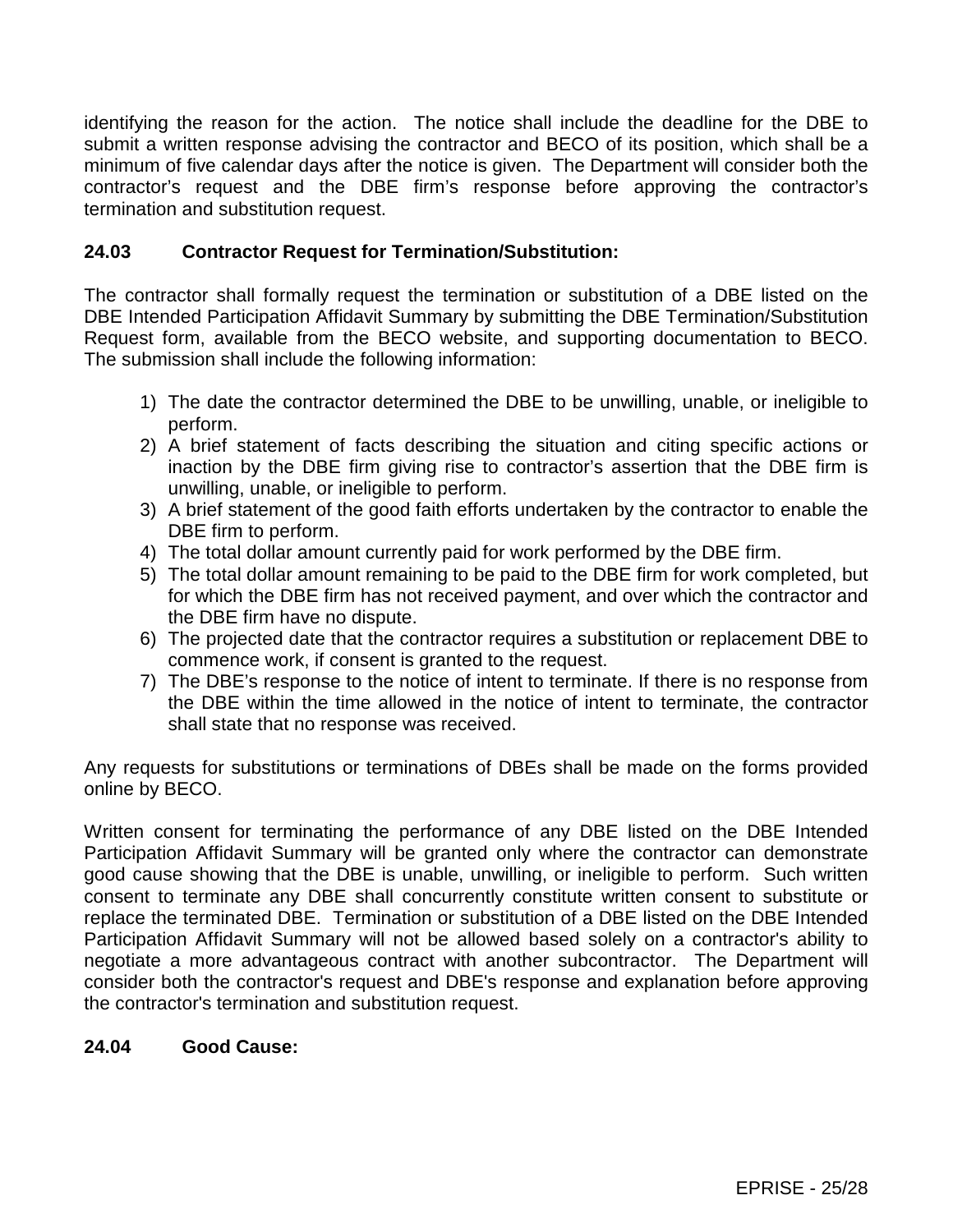identifying the reason for the action. The notice shall include the deadline for the DBE to submit a written response advising the contractor and BECO of its position, which shall be a minimum of five calendar days after the notice is given. The Department will consider both the contractor's request and the DBE firm's response before approving the contractor's termination and substitution request.

**24.03 Contractor Request for Termination/Substitution:**

The contractor shall formally request the termination or substitution of a DBE listed on the DBE Intended Participation Affidavit Summary by submitting the DBE Termination/Substitution Request form, available from the BECO website, and supporting documentation to BECO. The submission shall include the following information:

1) The date the contractor determined the DBE to be unwilling, unable, or ineligible to perform.
2) A brief statement of facts describing the situation and citing specific actions or inaction by the DBE firm giving rise to contractor's assertion that the DBE firm is unwilling, unable, or ineligible to perform.
3) A brief statement of the good faith efforts undertaken by the contractor to enable the DBE firm to perform.
4) The total dollar amount currently paid for work performed by the DBE firm.
5) The total dollar amount remaining to be paid to the DBE firm for work completed, but for which the DBE firm has not received payment, and over which the contractor and the DBE firm have no dispute.
6) The projected date that the contractor requires a substitution or replacement DBE to commence work, if consent is granted to the request.
7) The DBE's response to the notice of intent to terminate. If there is no response from the DBE within the time allowed in the notice of intent to terminate, the contractor shall state that no response was received.

Any requests for substitutions or terminations of DBEs shall be made on the forms provided online by BECO.

Written consent for terminating the performance of any DBE listed on the DBE Intended Participation Affidavit Summary will be granted only where the contractor can demonstrate good cause showing that the DBE is unable, unwilling, or ineligible to perform. Such written consent to terminate any DBE shall concurrently constitute written consent to substitute or replace the terminated DBE. Termination or substitution of a DBE listed on the DBE Intended Participation Affidavit Summary will not be allowed based solely on a contractor's ability to negotiate a more advantageous contract with another subcontractor. The Department will consider both the contractor's request and DBE's response and explanation before approving the contractor's termination and substitution request.

**24.04 Good Cause:**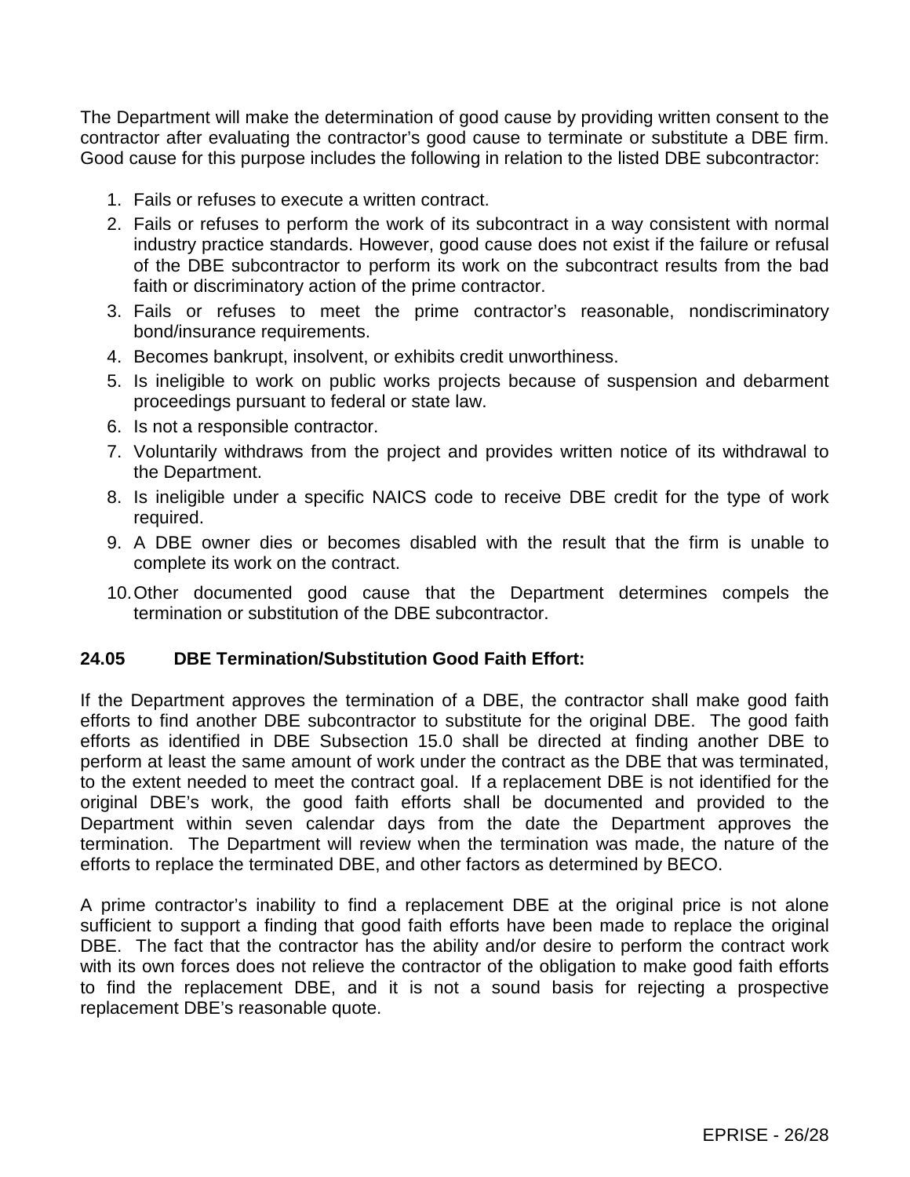The Department will make the determination of good cause by providing written consent to the contractor after evaluating the contractor's good cause to terminate or substitute a DBE firm. Good cause for this purpose includes the following in relation to the listed DBE subcontractor:

1. Fails or refuses to execute a written contract.
2. Fails or refuses to perform the work of its subcontract in a way consistent with normal industry practice standards. However, good cause does not exist if the failure or refusal of the DBE subcontractor to perform its work on the subcontract results from the bad faith or discriminatory action of the prime contractor.
3. Fails or refuses to meet the prime contractor's reasonable, nondiscriminatory bond/insurance requirements.
4. Becomes bankrupt, insolvent, or exhibits credit unworthiness.
5. Is ineligible to work on public works projects because of suspension and debarment proceedings pursuant to federal or state law.
6. Is not a responsible contractor.
7. Voluntarily withdraws from the project and provides written notice of its withdrawal to the Department.
8. Is ineligible under a specific NAICS code to receive DBE credit for the type of work required.
9. A DBE owner dies or becomes disabled with the result that the firm is unable to complete its work on the contract.
10. Other documented good cause that the Department determines compels the termination or substitution of the DBE subcontractor.

**24.05 DBE Termination/Substitution Good Faith Effort:**

If the Department approves the termination of a DBE, the contractor shall make good faith efforts to find another DBE subcontractor to substitute for the original DBE. The good faith efforts as identified in DBE Subsection 15.0 shall be directed at finding another DBE to perform at least the same amount of work under the contract as the DBE that was terminated, to the extent needed to meet the contract goal. If a replacement DBE is not identified for the original DBE's work, the good faith efforts shall be documented and provided to the Department within seven calendar days from the date the Department approves the termination. The Department will review when the termination was made, the nature of the efforts to replace the terminated DBE, and other factors as determined by BECO.

A prime contractor's inability to find a replacement DBE at the original price is not alone sufficient to support a finding that good faith efforts have been made to replace the original DBE. The fact that the contractor has the ability and/or desire to perform the contract work with its own forces does not relieve the contractor of the obligation to make good faith efforts to find the replacement DBE, and it is not a sound basis for rejecting a prospective replacement DBE's reasonable quote.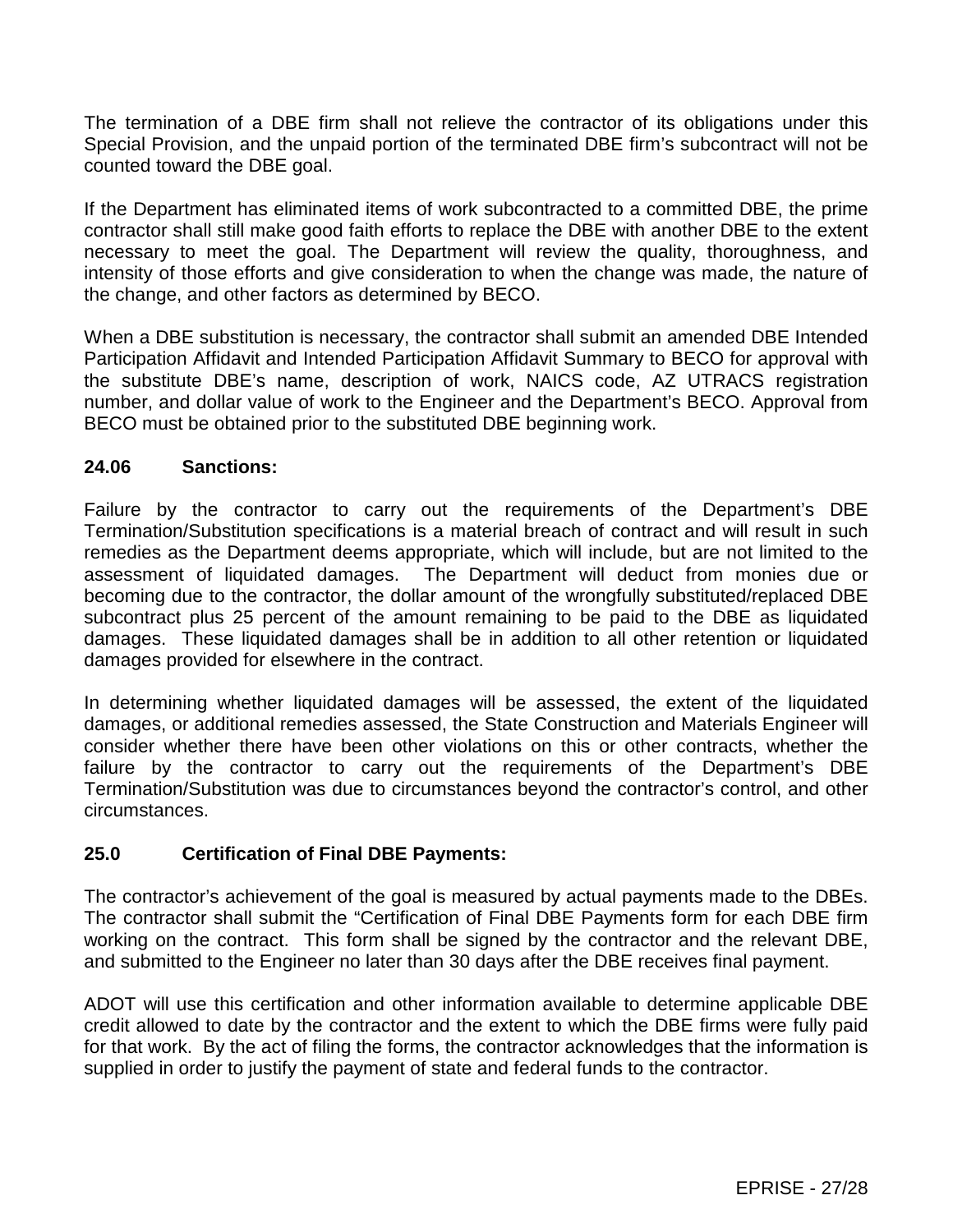The termination of a DBE firm shall not relieve the contractor of its obligations under this Special Provision, and the unpaid portion of the terminated DBE firm's subcontract will not be counted toward the DBE goal.

If the Department has eliminated items of work subcontracted to a committed DBE, the prime contractor shall still make good faith efforts to replace the DBE with another DBE to the extent necessary to meet the goal. The Department will review the quality, thoroughness, and intensity of those efforts and give consideration to when the change was made, the nature of the change, and other factors as determined by BECO.

When a DBE substitution is necessary, the contractor shall submit an amended DBE Intended Participation Affidavit and Intended Participation Affidavit Summary to BECO for approval with the substitute DBE's name, description of work, NAICS code, AZ UTRACS registration number, and dollar value of work to the Engineer and the Department's BECO. Approval from BECO must be obtained prior to the substituted DBE beginning work.

### 24.06 Sanctions:

Failure by the contractor to carry out the requirements of the Department's DBE Termination/Substitution specifications is a material breach of contract and will result in such remedies as the Department deems appropriate, which will include, but are not limited to the assessment of liquidated damages. The Department will deduct from monies due or becoming due to the contractor, the dollar amount of the wrongfully substituted/replaced DBE subcontract plus 25 percent of the amount remaining to be paid to the DBE as liquidated damages. These liquidated damages shall be in addition to all other retention or liquidated damages provided for elsewhere in the contract.

In determining whether liquidated damages will be assessed, the extent of the liquidated damages, or additional remedies assessed, the State Construction and Materials Engineer will consider whether there have been other violations on this or other contracts, whether the failure by the contractor to carry out the requirements of the Department's DBE Termination/Substitution was due to circumstances beyond the contractor's control, and other circumstances.

### 25.0 Certification of Final DBE Payments:

The contractor's achievement of the goal is measured by actual payments made to the DBEs. The contractor shall submit the "Certification of Final DBE Payments form for each DBE firm working on the contract. This form shall be signed by the contractor and the relevant DBE, and submitted to the Engineer no later than 30 days after the DBE receives final payment.

ADOT will use this certification and other information available to determine applicable DBE credit allowed to date by the contractor and the extent to which the DBE firms were fully paid for that work. By the act of filing the forms, the contractor acknowledges that the information is supplied in order to justify the payment of state and federal funds to the contractor.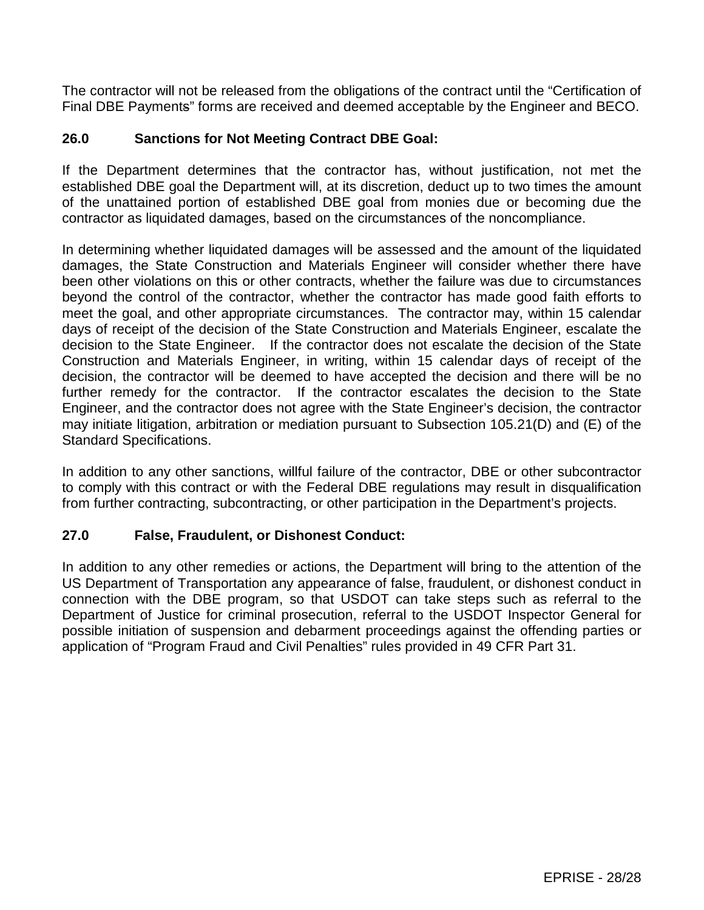The contractor will not be released from the obligations of the contract until the "Certification of Final DBE Payments" forms are received and deemed acceptable by the Engineer and BECO.

### 26.0 Sanctions for Not Meeting Contract DBE Goal:

If the Department determines that the contractor has, without justification, not met the established DBE goal the Department will, at its discretion, deduct up to two times the amount of the unattained portion of established DBE goal from monies due or becoming due the contractor as liquidated damages, based on the circumstances of the noncompliance.

In determining whether liquidated damages will be assessed and the amount of the liquidated damages, the State Construction and Materials Engineer will consider whether there have been other violations on this or other contracts, whether the failure was due to circumstances beyond the control of the contractor, whether the contractor has made good faith efforts to meet the goal, and other appropriate circumstances. The contractor may, within 15 calendar days of receipt of the decision of the State Construction and Materials Engineer, escalate the decision to the State Engineer. If the contractor does not escalate the decision of the State Construction and Materials Engineer, in writing, within 15 calendar days of receipt of the decision, the contractor will be deemed to have accepted the decision and there will be no further remedy for the contractor. If the contractor escalates the decision to the State Engineer, and the contractor does not agree with the State Engineer's decision, the contractor may initiate litigation, arbitration or mediation pursuant to Subsection 105.21(D) and (E) of the Standard Specifications.

In addition to any other sanctions, willful failure of the contractor, DBE or other subcontractor to comply with this contract or with the Federal DBE regulations may result in disqualification from further contracting, subcontracting, or other participation in the Department's projects.

### 27.0 False, Fraudulent, or Dishonest Conduct:

In addition to any other remedies or actions, the Department will bring to the attention of the US Department of Transportation any appearance of false, fraudulent, or dishonest conduct in connection with the DBE program, so that USDOT can take steps such as referral to the Department of Justice for criminal prosecution, referral to the USDOT Inspector General for possible initiation of suspension and debarment proceedings against the offending parties or application of "Program Fraud and Civil Penalties" rules provided in 49 CFR Part 31.